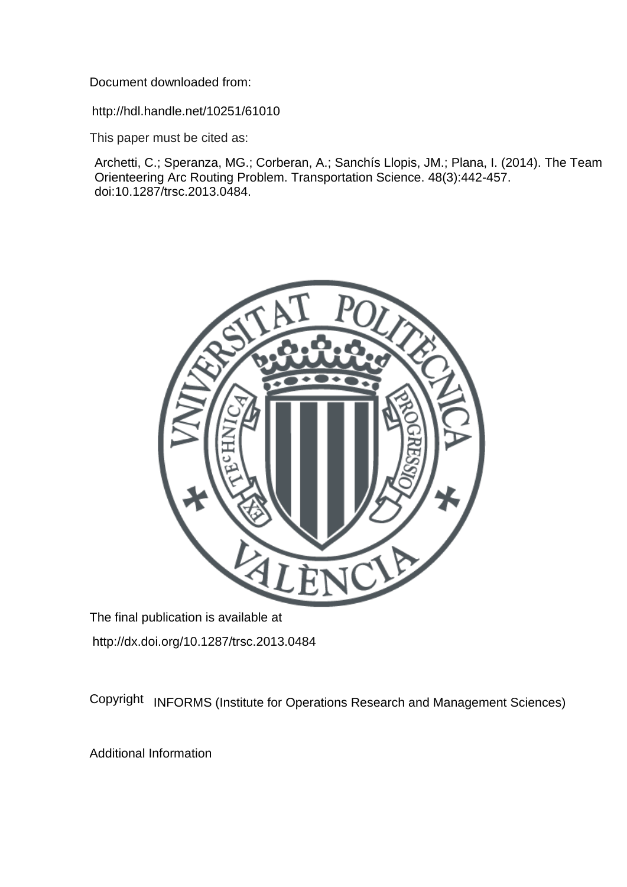Document downloaded from:

http://hdl.handle.net/10251/61010

This paper must be cited as:

Archetti, C.; Speranza, MG.; Corberan, A.; Sanchís Llopis, JM.; Plana, I. (2014). The Team Orienteering Arc Routing Problem. Transportation Science. 48(3):442-457. doi:10.1287/trsc.2013.0484.

The final publication is available at

http://dx.doi.org/10.1287/trsc.2013.0484

Copyright INFORMS (Institute for Operations Research and Management Sciences)

Additional Information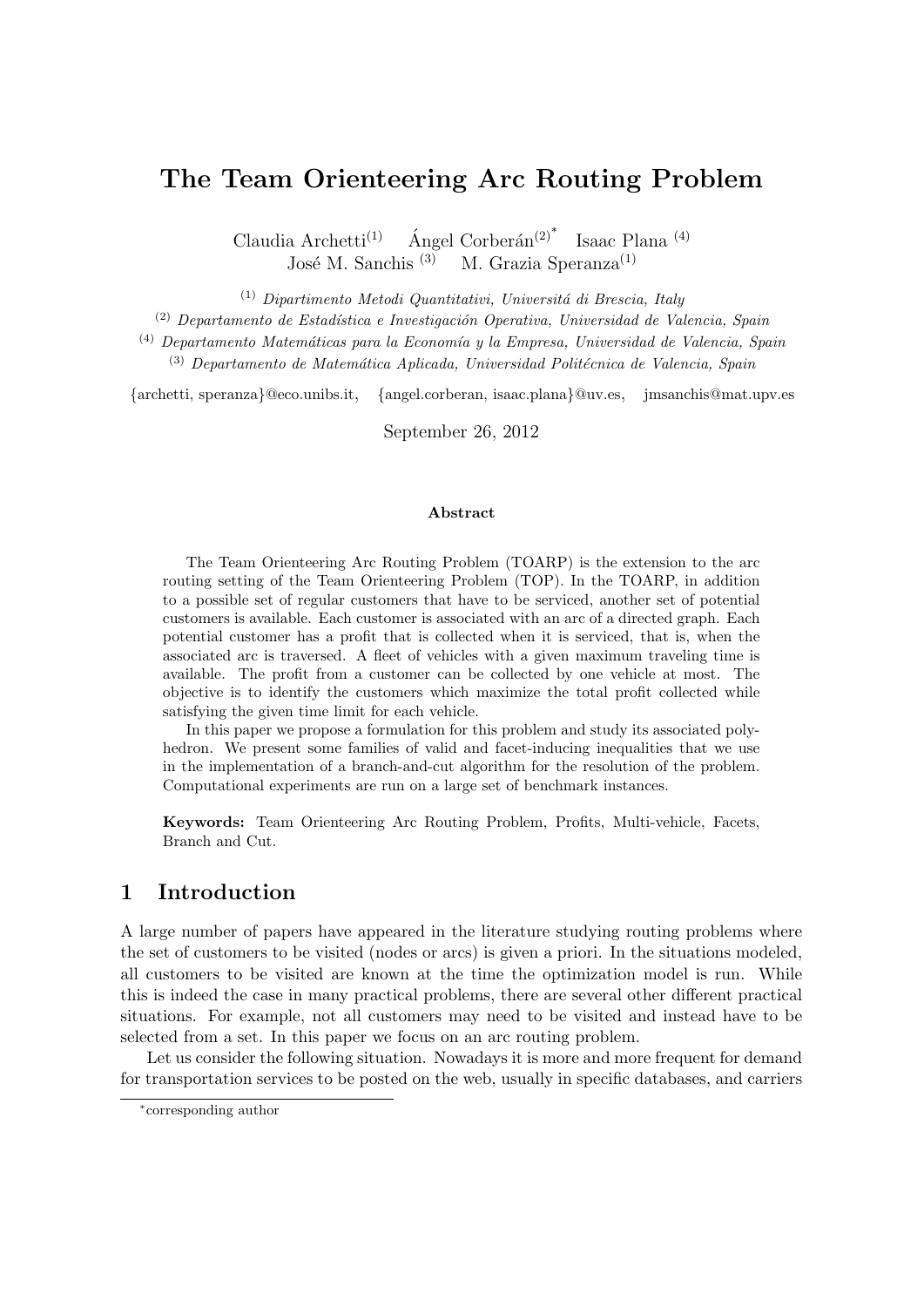# The Team Orienteering Arc Routing Problem

Claudia Archetti[(1)] Ángel Corberán[(2)*] Isaac Plana [(4)]
José M. Sanchis [(3)] M. Grazia Speranza[(1)]

[(1)] *Dipartimento Metodi Quantitativi, Universitá di Brescia, Italy*
[(2)] *Departamento de Estadística e Investigación Operativa, Universidad de Valencia, Spain*
[(4)] *Departamento Matemáticas para la Economía y la Empresa, Universidad de Valencia, Spain*
[(3)] *Departamento de Matemática Aplicada, Universidad Politécnica de Valencia, Spain*

{archetti, speranza}@eco.unibs.it, {angel.corberan, isaac.plana}@uv.es, jmsanchis@mat.upv.es

September 26, 2012

**Abstract**

The Team Orienteering Arc Routing Problem (TOARP) is the extension to the arc routing setting of the Team Orienteering Problem (TOP). In the TOARP, in addition to a possible set of regular customers that have to be serviced, another set of potential customers is available. Each customer is associated with an arc of a directed graph. Each potential customer has a profit that is collected when it is serviced, that is, when the associated arc is traversed. A fleet of vehicles with a given maximum traveling time is available. The profit from a customer can be collected by one vehicle at most. The objective is to identify the customers which maximize the total profit collected while satisfying the given time limit for each vehicle.

In this paper we propose a formulation for this problem and study its associated polyhedron. We present some families of valid and facet-inducing inequalities that we use in the implementation of a branch-and-cut algorithm for the resolution of the problem. Computational experiments are run on a large set of benchmark instances.

**Keywords:** Team Orienteering Arc Routing Problem, Profits, Multi-vehicle, Facets, Branch and Cut.

## 1 Introduction

A large number of papers have appeared in the literature studying routing problems where the set of customers to be visited (nodes or arcs) is given a priori. In the situations modeled, all customers to be visited are known at the time the optimization model is run. While this is indeed the case in many practical problems, there are several other different practical situations. For example, not all customers may need to be visited and instead have to be selected from a set. In this paper we focus on an arc routing problem.

Let us consider the following situation. Nowadays it is more and more frequent for demand for transportation services to be posted on the web, usually in specific databases, and carriers

*corresponding author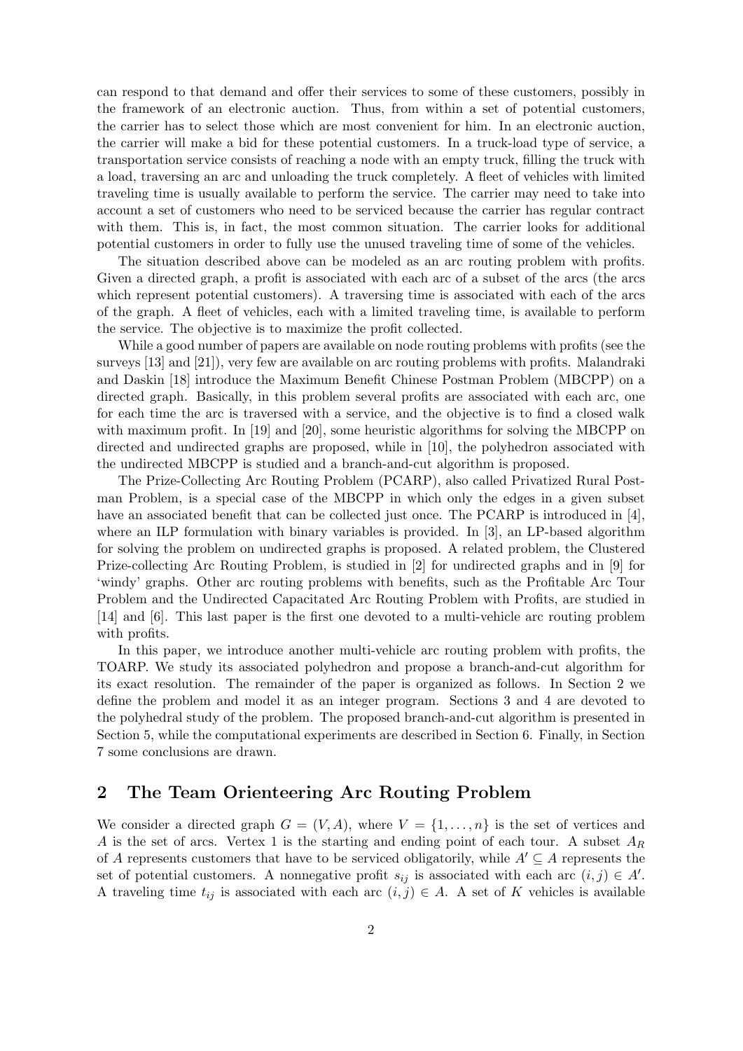can respond to that demand and offer their services to some of these customers, possibly in the framework of an electronic auction. Thus, from within a set of potential customers, the carrier has to select those which are most convenient for him. In an electronic auction, the carrier will make a bid for these potential customers. In a truck-load type of service, a transportation service consists of reaching a node with an empty truck, filling the truck with a load, traversing an arc and unloading the truck completely. A fleet of vehicles with limited traveling time is usually available to perform the service. The carrier may need to take into account a set of customers who need to be serviced because the carrier has regular contract with them. This is, in fact, the most common situation. The carrier looks for additional potential customers in order to fully use the unused traveling time of some of the vehicles.

The situation described above can be modeled as an arc routing problem with profits. Given a directed graph, a profit is associated with each arc of a subset of the arcs (the arcs which represent potential customers). A traversing time is associated with each of the arcs of the graph. A fleet of vehicles, each with a limited traveling time, is available to perform the service. The objective is to maximize the profit collected.

While a good number of papers are available on node routing problems with profits (see the surveys [13] and [21]), very few are available on arc routing problems with profits. Malandraki and Daskin [18] introduce the Maximum Benefit Chinese Postman Problem (MBCPP) on a directed graph. Basically, in this problem several profits are associated with each arc, one for each time the arc is traversed with a service, and the objective is to find a closed walk with maximum profit. In [19] and [20], some heuristic algorithms for solving the MBCPP on directed and undirected graphs are proposed, while in [10], the polyhedron associated with the undirected MBCPP is studied and a branch-and-cut algorithm is proposed.

The Prize-Collecting Arc Routing Problem (PCARP), also called Privatized Rural Postman Problem, is a special case of the MBCPP in which only the edges in a given subset have an associated benefit that can be collected just once. The PCARP is introduced in [4], where an ILP formulation with binary variables is provided. In [3], an LP-based algorithm for solving the problem on undirected graphs is proposed. A related problem, the Clustered Prize-collecting Arc Routing Problem, is studied in [2] for undirected graphs and in [9] for 'windy' graphs. Other arc routing problems with benefits, such as the Profitable Arc Tour Problem and the Undirected Capacitated Arc Routing Problem with Profits, are studied in [14] and [6]. This last paper is the first one devoted to a multi-vehicle arc routing problem with profits.

In this paper, we introduce another multi-vehicle arc routing problem with profits, the TOARP. We study its associated polyhedron and propose a branch-and-cut algorithm for its exact resolution. The remainder of the paper is organized as follows. In Section 2 we define the problem and model it as an integer program. Sections 3 and 4 are devoted to the polyhedral study of the problem. The proposed branch-and-cut algorithm is presented in Section 5, while the computational experiments are described in Section 6. Finally, in Section 7 some conclusions are drawn.

## 2 The Team Orienteering Arc Routing Problem

We consider a directed graph $G = (V, A)$, where $V = \{1, \ldots, n\}$ is the set of vertices and $A$ is the set of arcs. Vertex 1 is the starting and ending point of each tour. A subset $A_R$ of $A$ represents customers that have to be serviced obligatorily, while $A' \subseteq A$ represents the set of potential customers. A nonnegative profit $s_{ij}$ is associated with each arc $(i, j) \in A'$. A traveling time $t_{ij}$ is associated with each arc $(i, j) \in A$. A set of $K$ vehicles is available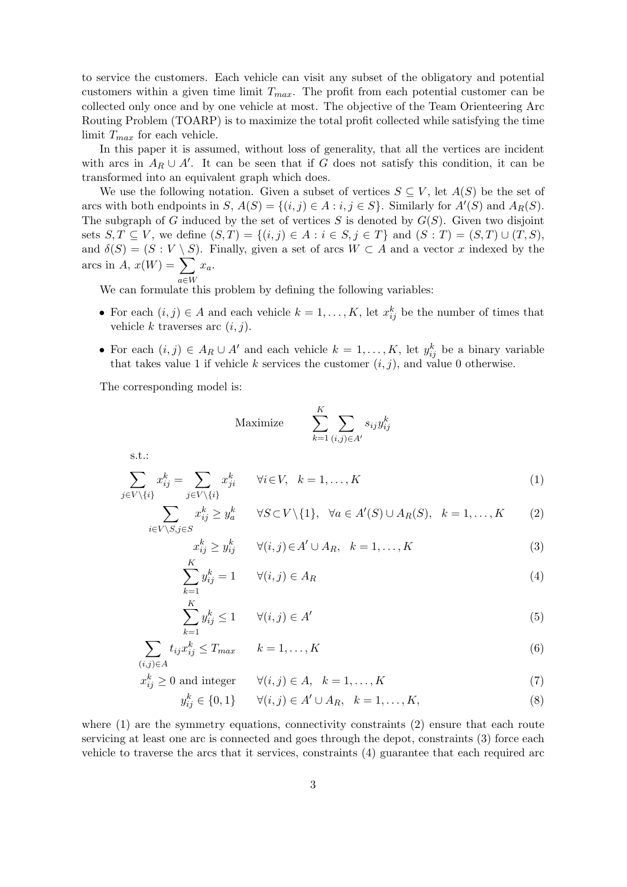to service the customers. Each vehicle can visit any subset of the obligatory and potential customers within a given time limit $T_{max}$. The profit from each potential customer can be collected only once and by one vehicle at most. The objective of the Team Orienteering Arc Routing Problem (TOARP) is to maximize the total profit collected while satisfying the time limit $T_{max}$ for each vehicle.

In this paper it is assumed, without loss of generality, that all the vertices are incident with arcs in $A_R \cup A'$. It can be seen that if $G$ does not satisfy this condition, it can be transformed into an equivalent graph which does.

We use the following notation. Given a subset of vertices $S \subseteq V$, let $A(S)$ be the set of arcs with both endpoints in $S$, $A(S) = \{(i,j) \in A : i,j \in S\}$. Similarly for $A'(S)$ and $A_R(S)$. The subgraph of $G$ induced by the set of vertices $S$ is denoted by $G(S)$. Given two disjoint sets $S, T \subseteq V$, we define $(S,T) = \{(i,j) \in A : i \in S, j \in T\}$ and $(S:T) = (S,T) \cup (T,S)$, and $\delta(S) = (S : V \setminus S)$. Finally, given a set of arcs $W \subset A$ and a vector $x$ indexed by the arcs in $A$, $x(W) = \sum_{a \in W} x_a$.

We can formulate this problem by defining the following variables:

- For each $(i,j) \in A$ and each vehicle $k = 1, \ldots, K$, let $x_{ij}^k$ be the number of times that vehicle $k$ traverses arc $(i,j)$.
- For each $(i,j) \in A_R \cup A'$ and each vehicle $k = 1, \ldots, K$, let $y_{ij}^k$ be a binary variable that takes value 1 if vehicle $k$ services the customer $(i,j)$, and value 0 otherwise.

The corresponding model is:

$$\text{Maximize} \qquad \sum_{k=1}^{K} \sum_{(i,j) \in A'} s_{ij} y_{ij}^k$$

s.t.:

$$\sum_{j \in V \setminus \{i\}} x_{ij}^k = \sum_{j \in V \setminus \{i\}} x_{ji}^k \qquad \forall i \in V, \quad k = 1, \ldots, K \tag{1}$$

$$\sum_{i \in V \setminus S, j \in S} x_{ij}^k \geq y_a^k \qquad \forall S \subset V \setminus \{1\}, \quad \forall a \in A'(S) \cup A_R(S), \quad k = 1, \ldots, K \tag{2}$$

$$x_{ij}^k \geq y_{ij}^k \qquad \forall (i,j) \in A' \cup A_R, \quad k = 1, \ldots, K \tag{3}$$

$$\sum_{k=1}^{K} y_{ij}^k = 1 \qquad \forall (i,j) \in A_R \tag{4}$$

$$\sum_{k=1}^{K} y_{ij}^k \leq 1 \qquad \forall (i,j) \in A' \tag{5}$$

$$\sum_{(i,j) \in A} t_{ij} x_{ij}^k \leq T_{max} \qquad k = 1, \ldots, K \tag{6}$$

$$x_{ij}^k \geq 0 \text{ and integer} \qquad \forall (i,j) \in A, \quad k = 1, \ldots, K \tag{7}$$

$$y_{ij}^k \in \{0,1\} \qquad \forall (i,j) \in A' \cup A_R, \quad k = 1, \ldots, K, \tag{8}$$

where (1) are the symmetry equations, connectivity constraints (2) ensure that each route servicing at least one arc is connected and goes through the depot, constraints (3) force each vehicle to traverse the arcs that it services, constraints (4) guarantee that each required arc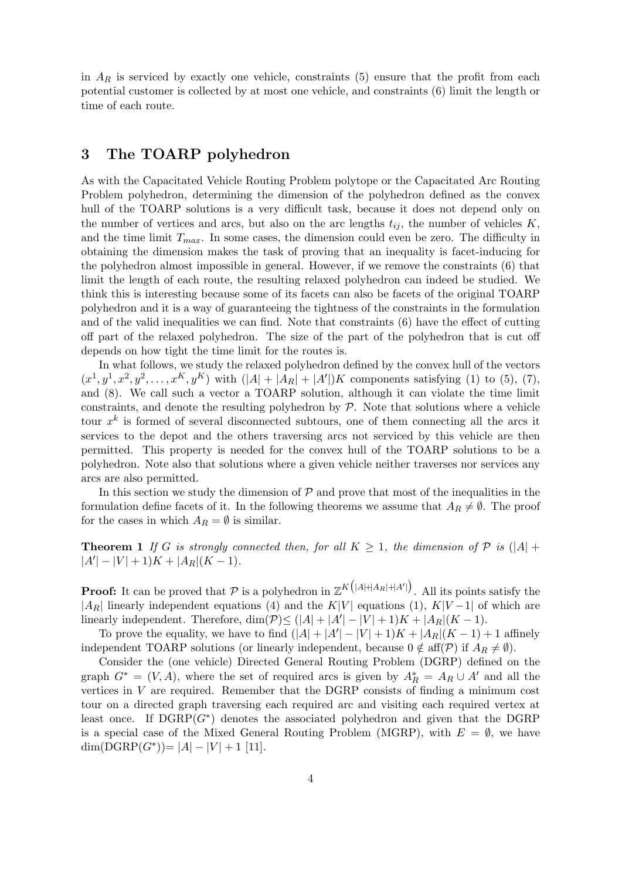in $A_R$ is serviced by exactly one vehicle, constraints (5) ensure that the profit from each potential customer is collected by at most one vehicle, and constraints (6) limit the length or time of each route.

## 3 The TOARP polyhedron

As with the Capacitated Vehicle Routing Problem polytope or the Capacitated Arc Routing Problem polyhedron, determining the dimension of the polyhedron defined as the convex hull of the TOARP solutions is a very difficult task, because it does not depend only on the number of vertices and arcs, but also on the arc lengths $t_{ij}$, the number of vehicles $K$, and the time limit $T_{max}$. In some cases, the dimension could even be zero. The difficulty in obtaining the dimension makes the task of proving that an inequality is facet-inducing for the polyhedron almost impossible in general. However, if we remove the constraints (6) that limit the length of each route, the resulting relaxed polyhedron can indeed be studied. We think this is interesting because some of its facets can also be facets of the original TOARP polyhedron and it is a way of guaranteeing the tightness of the constraints in the formulation and of the valid inequalities we can find. Note that constraints (6) have the effect of cutting off part of the relaxed polyhedron. The size of the part of the polyhedron that is cut off depends on how tight the time limit for the routes is.

In what follows, we study the relaxed polyhedron defined by the convex hull of the vectors $(x^1, y^1, x^2, y^2, \ldots, x^K, y^K)$ with $(|A| + |A_R| + |A'|)K$ components satisfying (1) to (5), (7), and (8). We call such a vector a TOARP solution, although it can violate the time limit constraints, and denote the resulting polyhedron by $\mathcal{P}$. Note that solutions where a vehicle tour $x^k$ is formed of several disconnected subtours, one of them connecting all the arcs it services to the depot and the others traversing arcs not serviced by this vehicle are then permitted. This property is needed for the convex hull of the TOARP solutions to be a polyhedron. Note also that solutions where a given vehicle neither traverses nor services any arcs are also permitted.

In this section we study the dimension of $\mathcal{P}$ and prove that most of the inequalities in the formulation define facets of it. In the following theorems we assume that $A_R \neq \emptyset$. The proof for the cases in which $A_R = \emptyset$ is similar.

**Theorem 1** *If $G$ is strongly connected then, for all $K \geq 1$, the dimension of $\mathcal{P}$ is $(|A| + |A'| - |V| + 1)K + |A_R|(K - 1)$.*

**Proof:** It can be proved that $\mathcal{P}$ is a polyhedron in $\mathbb{Z}^{K\left(|A|+|A_R|+|A'|\right)}$. All its points satisfy the $|A_R|$ linearly independent equations (4) and the $K|V|$ equations (1), $K|V-1|$ of which are linearly independent. Therefore, $\dim(\mathcal{P}) \leq (|A| + |A'| - |V| + 1)K + |A_R|(K - 1)$.

To prove the equality, we have to find $(|A| + |A'| - |V| + 1)K + |A_R|(K - 1) + 1$ affinely independent TOARP solutions (or linearly independent, because $0 \notin \text{aff}(\mathcal{P})$ if $A_R \neq \emptyset$).

Consider the (one vehicle) Directed General Routing Problem (DGRP) defined on the graph $G^* = (V, A)$, where the set of required arcs is given by $A^*_R = A_R \cup A'$ and all the vertices in $V$ are required. Remember that the DGRP consists of finding a minimum cost tour on a directed graph traversing each required arc and visiting each required vertex at least once. If $\text{DGRP}(G^*)$ denotes the associated polyhedron and given that the DGRP is a special case of the Mixed General Routing Problem (MGRP), with $E = \emptyset$, we have $\dim(\text{DGRP}(G^*)) = |A| - |V| + 1$ [11].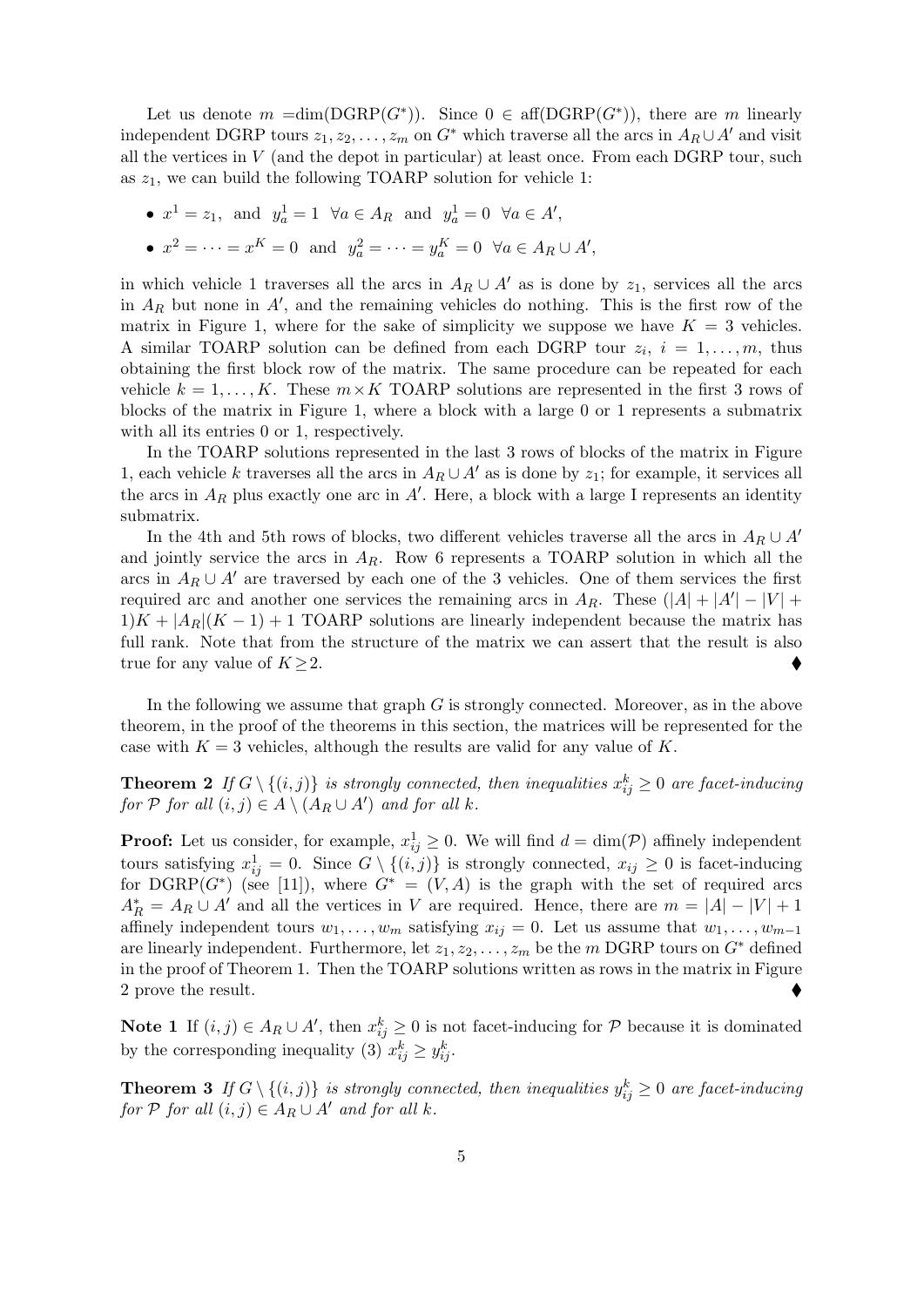Let us denote $m = \dim(\text{DGRP}(G^*))$. Since $0 \in \text{aff}(\text{DGRP}(G^*))$, there are $m$ linearly independent DGRP tours $z_1, z_2, \ldots, z_m$ on $G^*$ which traverse all the arcs in $A_R \cup A'$ and visit all the vertices in $V$ (and the depot in particular) at least once. From each DGRP tour, such as $z_1$, we can build the following TOARP solution for vehicle 1:

- $x^1 = z_1$, and $y^1_a = 1 \;\; \forall a \in A_R$ and $y^1_a = 0 \;\; \forall a \in A'$,
- $x^2 = \cdots = x^K = 0$ and $y^2_a = \cdots = y^K_a = 0 \;\; \forall a \in A_R \cup A'$,

in which vehicle 1 traverses all the arcs in $A_R \cup A'$ as is done by $z_1$, services all the arcs in $A_R$ but none in $A'$, and the remaining vehicles do nothing. This is the first row of the matrix in Figure 1, where for the sake of simplicity we suppose we have $K = 3$ vehicles. A similar TOARP solution can be defined from each DGRP tour $z_i$, $i = 1, \ldots, m$, thus obtaining the first block row of the matrix. The same procedure can be repeated for each vehicle $k = 1, \ldots, K$. These $m \times K$ TOARP solutions are represented in the first 3 rows of blocks of the matrix in Figure 1, where a block with a large 0 or 1 represents a submatrix with all its entries 0 or 1, respectively.

In the TOARP solutions represented in the last 3 rows of blocks of the matrix in Figure 1, each vehicle $k$ traverses all the arcs in $A_R \cup A'$ as is done by $z_1$; for example, it services all the arcs in $A_R$ plus exactly one arc in $A'$. Here, a block with a large I represents an identity submatrix.

In the 4th and 5th rows of blocks, two different vehicles traverse all the arcs in $A_R \cup A'$ and jointly service the arcs in $A_R$. Row 6 represents a TOARP solution in which all the arcs in $A_R \cup A'$ are traversed by each one of the 3 vehicles. One of them services the first required arc and another one services the remaining arcs in $A_R$. These $(|A| + |A'| - |V| + 1)K + |A_R|(K - 1) + 1$ TOARP solutions are linearly independent because the matrix has full rank. Note that from the structure of the matrix we can assert that the result is also true for any value of $K \geq 2$. ♦

In the following we assume that graph $G$ is strongly connected. Moreover, as in the above theorem, in the proof of the theorems in this section, the matrices will be represented for the case with $K = 3$ vehicles, although the results are valid for any value of $K$.

**Theorem 2** *If $G \setminus \{(i, j)\}$ is strongly connected, then inequalities $x^k_{ij} \geq 0$ are facet-inducing for $\mathcal{P}$ for all $(i, j) \in A \setminus (A_R \cup A')$ and for all $k$.*

**Proof:** Let us consider, for example, $x^1_{ij} \geq 0$. We will find $d = \dim(\mathcal{P})$ affinely independent tours satisfying $x^1_{ij} = 0$. Since $G \setminus \{(i, j)\}$ is strongly connected, $x_{ij} \geq 0$ is facet-inducing for $\text{DGRP}(G^*)$ (see [11]), where $G^* = (V, A)$ is the graph with the set of required arcs $A^*_R = A_R \cup A'$ and all the vertices in $V$ are required. Hence, there are $m = |A| - |V| + 1$ affinely independent tours $w_1, \ldots, w_m$ satisfying $x_{ij} = 0$. Let us assume that $w_1, \ldots, w_{m-1}$ are linearly independent. Furthermore, let $z_1, z_2, \ldots, z_m$ be the $m$ DGRP tours on $G^*$ defined in the proof of Theorem 1. Then the TOARP solutions written as rows in the matrix in Figure 2 prove the result. ♦

**Note 1** If $(i, j) \in A_R \cup A'$, then $x^k_{ij} \geq 0$ is not facet-inducing for $\mathcal{P}$ because it is dominated by the corresponding inequality (3) $x^k_{ij} \geq y^k_{ij}$.

**Theorem 3** *If $G \setminus \{(i, j)\}$ is strongly connected, then inequalities $y^k_{ij} \geq 0$ are facet-inducing for $\mathcal{P}$ for all $(i, j) \in A_R \cup A'$ and for all $k$.*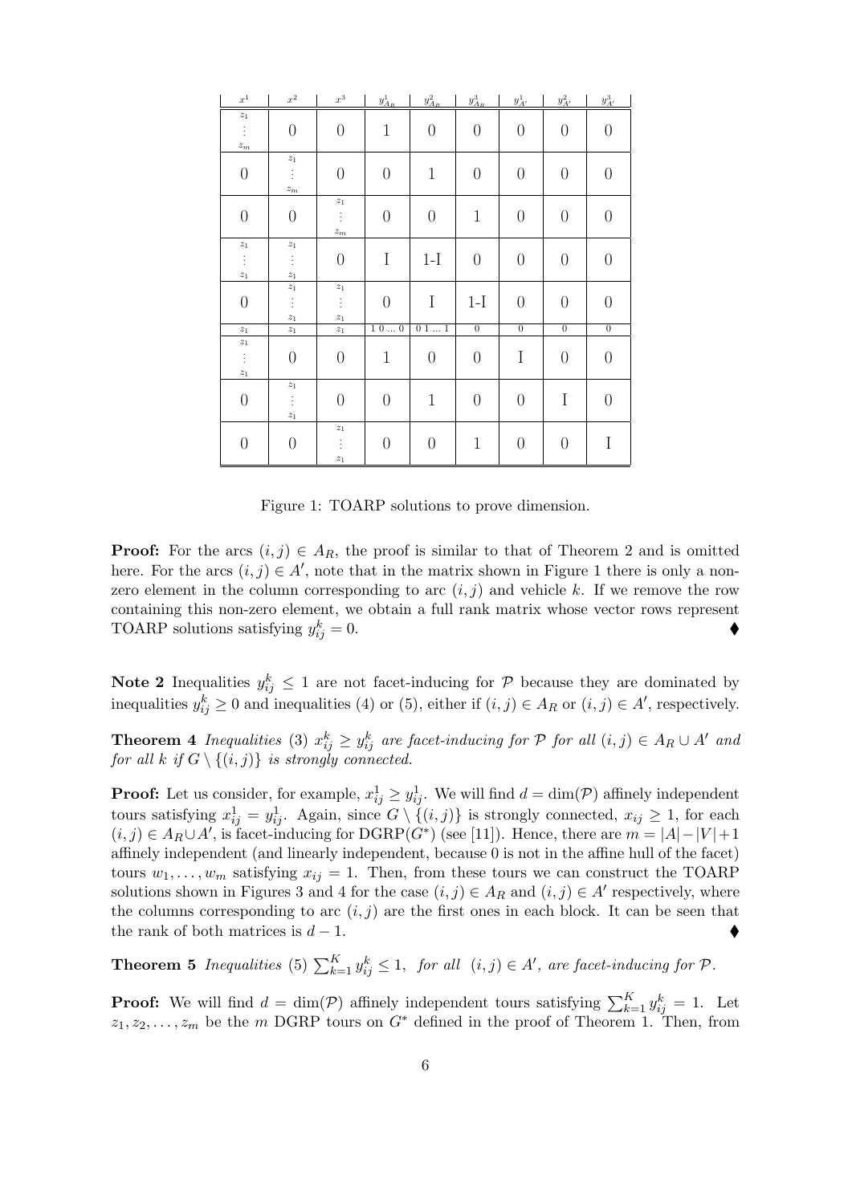| $x^1$ | $x^2$ | $x^3$ | $y^1_{A_R}$ | $y^2_{A_R}$ | $y^3_{A_R}$ | $y^1_{A'}$ | $y^2_{A'}$ | $y^3_{A'}$ |
|---|---|---|---|---|---|---|---|---|
| $z_1$ $\vdots$ $z_m$ | 0 | 0 | 1 | 0 | 0 | 0 | 0 | 0 |
| 0 | $z_1$ $\vdots$ $z_m$ | 0 | 0 | 1 | 0 | 0 | 0 | 0 |
| 0 | 0 | $z_1$ $\vdots$ $z_m$ | 0 | 0 | 1 | 0 | 0 | 0 |
| $z_1$ $\vdots$ $z_1$ | $z_1$ $\vdots$ $z_1$ | 0 | I | 1-I | 0 | 0 | 0 | 0 |
| 0 | $z_1$ $\vdots$ $z_1$ | $z_1$ $\vdots$ $z_1$ | 0 | I | 1-I | 0 | 0 | 0 |
| $z_1$ | $z_1$ | $z_1$ | 1 0 ... 0 | 0 1 ... 1 | 0 | 0 | 0 | 0 |
| $z_1$ $\vdots$ $z_1$ | 0 | 0 | 1 | 0 | 0 | I | 0 | 0 |
| 0 | $z_1$ $\vdots$ $z_1$ | 0 | 0 | 1 | 0 | 0 | I | 0 |
| 0 | 0 | $z_1$ $\vdots$ $z_1$ | 0 | 0 | 1 | 0 | 0 | I |

Figure 1: TOARP solutions to prove dimension.

**Proof:** For the arcs $(i,j) \in A_R$, the proof is similar to that of Theorem 2 and is omitted here. For the arcs $(i,j) \in A'$, note that in the matrix shown in Figure 1 there is only a non-zero element in the column corresponding to arc $(i,j)$ and vehicle $k$. If we remove the row containing this non-zero element, we obtain a full rank matrix whose vector rows represent TOARP solutions satisfying $y^k_{ij} = 0$. ♦

**Note 2** Inequalities $y^k_{ij} \leq 1$ are not facet-inducing for $\mathcal{P}$ because they are dominated by inequalities $y^k_{ij} \geq 0$ and inequalities (4) or (5), either if $(i,j) \in A_R$ or $(i,j) \in A'$, respectively.

**Theorem 4** *Inequalities* (3) $x^k_{ij} \geq y^k_{ij}$ *are facet-inducing for* $\mathcal{P}$ *for all* $(i,j) \in A_R \cup A'$ *and for all* $k$ *if* $G \setminus \{(i,j)\}$ *is strongly connected.*

**Proof:** Let us consider, for example, $x^1_{ij} \geq y^1_{ij}$. We will find $d = \dim(\mathcal{P})$ affinely independent tours satisfying $x^1_{ij} = y^1_{ij}$. Again, since $G \setminus \{(i,j)\}$ is strongly connected, $x_{ij} \geq 1$, for each $(i,j) \in A_R \cup A'$, is facet-inducing for DGRP($G^*$) (see [11]). Hence, there are $m = |A| - |V| + 1$ affinely independent (and linearly independent, because 0 is not in the affine hull of the facet) tours $w_1, \ldots, w_m$ satisfying $x_{ij} = 1$. Then, from these tours we can construct the TOARP solutions shown in Figures 3 and 4 for the case $(i,j) \in A_R$ and $(i,j) \in A'$ respectively, where the columns corresponding to arc $(i,j)$ are the first ones in each block. It can be seen that the rank of both matrices is $d - 1$. ♦

**Theorem 5** *Inequalities* (5) $\sum_{k=1}^{K} y^k_{ij} \leq 1$, *for all* $(i,j) \in A'$, *are facet-inducing for* $\mathcal{P}$.

**Proof:** We will find $d = \dim(\mathcal{P})$ affinely independent tours satisfying $\sum_{k=1}^{K} y^k_{ij} = 1$. Let $z_1, z_2, \ldots, z_m$ be the $m$ DGRP tours on $G^*$ defined in the proof of Theorem 1. Then, from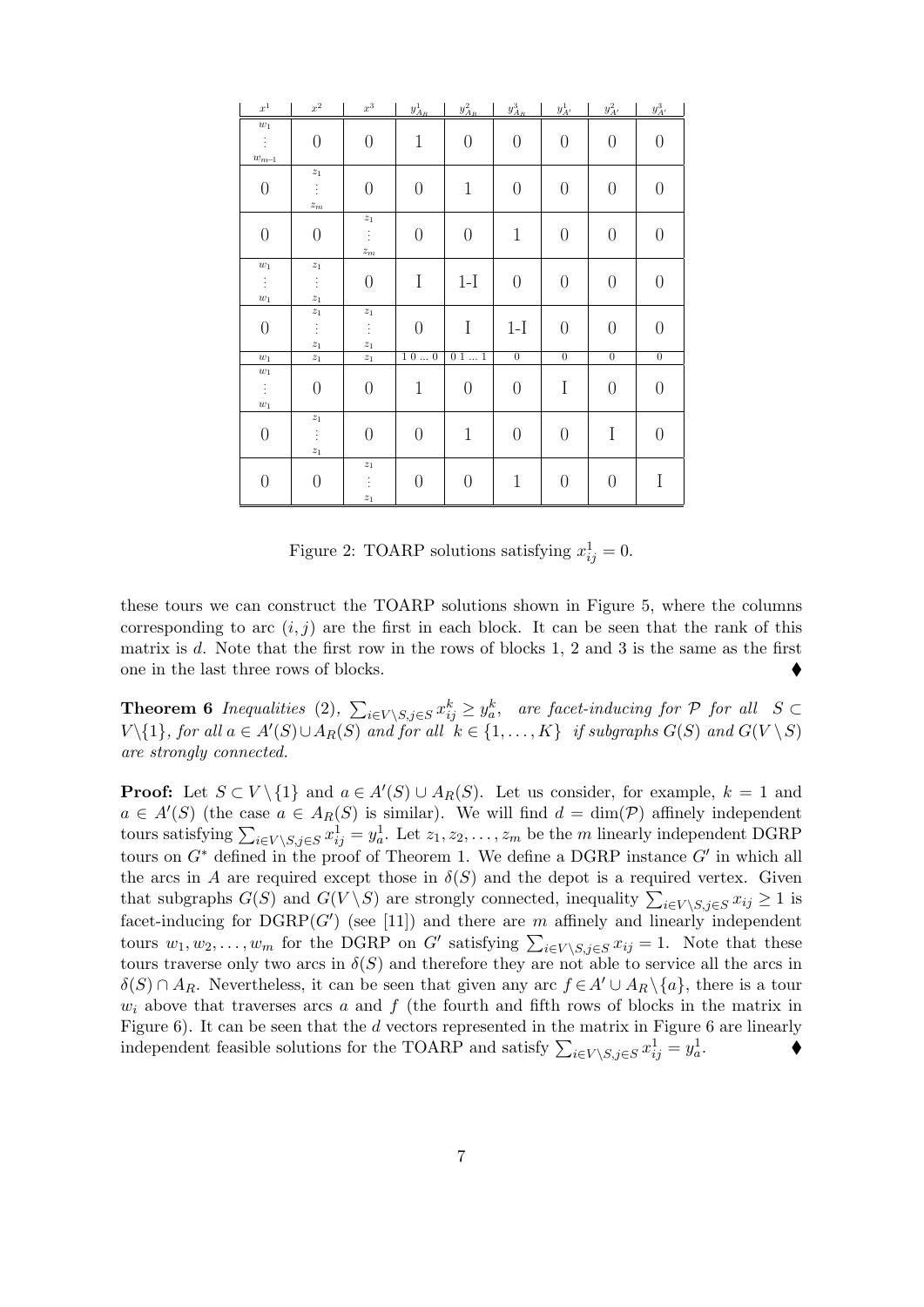| $x^1$ | $x^2$ | $x^3$ | $y^1_{A_R}$ | $y^2_{A_R}$ | $y^3_{A_R}$ | $y^1_{A'}$ | $y^2_{A'}$ | $y^3_{A'}$ |
|---|---|---|---|---|---|---|---|---|
| $w_1$ ⋮ $w_{m-1}$ | 0 | 0 | 1 | 0 | 0 | 0 | 0 | 0 |
| 0 | $z_1$ ⋮ $z_m$ | 0 | 0 | 1 | 0 | 0 | 0 | 0 |
| 0 | 0 | $z_1$ ⋮ $z_m$ | 0 | 0 | 1 | 0 | 0 | 0 |
| $w_1$ ⋮ $w_1$ | $z_1$ ⋮ $z_1$ | 0 | I | 1-I | 0 | 0 | 0 | 0 |
| 0 | $z_1$ ⋮ $z_1$ | $z_1$ ⋮ $z_1$ | 0 | I | 1-I | 0 | 0 | 0 |
| $w_1$ | $z_1$ | $z_1$ | 1 0 ... 0 | 0 1 ... 1 | 0 | 0 | 0 | 0 |
| $w_1$ ⋮ $w_1$ | 0 | 0 | 1 | 0 | 0 | I | 0 | 0 |
| 0 | $z_1$ ⋮ $z_1$ | 0 | 0 | 1 | 0 | 0 | I | 0 |
| 0 | 0 | $z_1$ ⋮ $z_1$ | 0 | 0 | 1 | 0 | 0 | I |

Figure 2: TOARP solutions satisfying $x^1_{ij} = 0$.

these tours we can construct the TOARP solutions shown in Figure 5, where the columns corresponding to arc $(i, j)$ are the first in each block. It can be seen that the rank of this matrix is $d$. Note that the first row in the rows of blocks 1, 2 and 3 is the same as the first one in the last three rows of blocks. ♦

**Theorem 6** *Inequalities* (2), $\sum_{i \in V \setminus S, j \in S} x^k_{ij} \geq y^k_a$, *are facet-inducing for* $\mathcal{P}$ *for all* $S \subset V \setminus \{1\}$*, for all* $a \in A'(S) \cup A_R(S)$ *and for all* $k \in \{1, \ldots, K\}$ *if subgraphs* $G(S)$ *and* $G(V \setminus S)$ *are strongly connected.*

**Proof:** Let $S \subset V \setminus \{1\}$ and $a \in A'(S) \cup A_R(S)$. Let us consider, for example, $k = 1$ and $a \in A'(S)$ (the case $a \in A_R(S)$ is similar). We will find $d = \dim(\mathcal{P})$ affinely independent tours satisfying $\sum_{i \in V \setminus S, j \in S} x^1_{ij} = y^1_a$. Let $z_1, z_2, \ldots, z_m$ be the $m$ linearly independent DGRP tours on $G^*$ defined in the proof of Theorem 1. We define a DGRP instance $G'$ in which all the arcs in $A$ are required except those in $\delta(S)$ and the depot is a required vertex. Given that subgraphs $G(S)$ and $G(V \setminus S)$ are strongly connected, inequality $\sum_{i \in V \setminus S, j \in S} x_{ij} \geq 1$ is facet-inducing for DGRP$(G')$ (see [11]) and there are $m$ affinely and linearly independent tours $w_1, w_2, \ldots, w_m$ for the DGRP on $G'$ satisfying $\sum_{i \in V \setminus S, j \in S} x_{ij} = 1$. Note that these tours traverse only two arcs in $\delta(S)$ and therefore they are not able to service all the arcs in $\delta(S) \cap A_R$. Nevertheless, it can be seen that given any arc $f \in A' \cup A_R \setminus \{a\}$, there is a tour $w_i$ above that traverses arcs $a$ and $f$ (the fourth and fifth rows of blocks in the matrix in Figure 6). It can be seen that the $d$ vectors represented in the matrix in Figure 6 are linearly independent feasible solutions for the TOARP and satisfy $\sum_{i \in V \setminus S, j \in S} x^1_{ij} = y^1_a$. ♦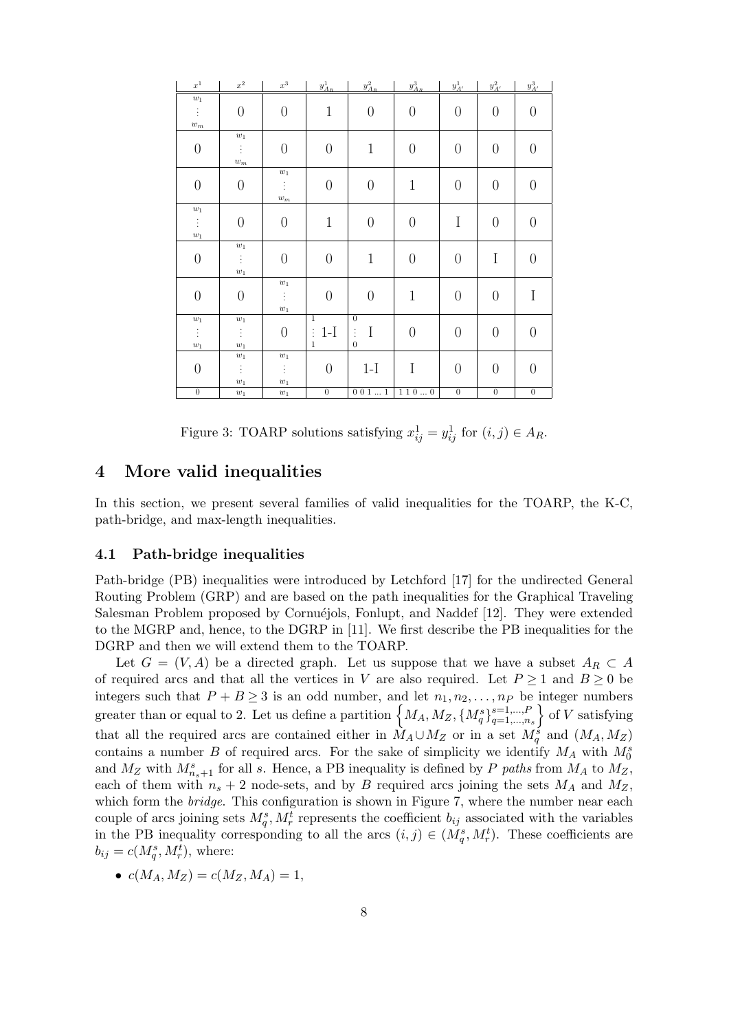| $x^1$ | $x^2$ | $x^3$ | $y^1_{A_R}$ | $y^2_{A_R}$ | $y^3_{A_R}$ | $y^1_{A'}$ | $y^2_{A'}$ | $y^3_{A'}$ |
|---|---|---|---|---|---|---|---|---|
| $w_1$ ⋮ $w_m$ | 0 | 0 | 1 | 0 | 0 | 0 | 0 | 0 |
| 0 | $w_1$ ⋮ $w_m$ | 0 | 0 | 1 | 0 | 0 | 0 | 0 |
| 0 | 0 | $w_1$ ⋮ $w_m$ | 0 | 0 | 1 | 0 | 0 | 0 |
| $w_1$ ⋮ $w_1$ | 0 | 0 | 1 | 0 | 0 | I | 0 | 0 |
| 0 | $w_1$ ⋮ $w_1$ | 0 | 0 | 1 | 0 | 0 | I | 0 |
| 0 | 0 | $w_1$ ⋮ $w_1$ | 0 | 0 | 1 | 0 | 0 | I |
| $w_1$ ⋮ $w_1$ | $w_1$ ⋮ $w_1$ | 0 | 1 ⋮ 1 1-I | 0 ⋮ 0 I | 0 | 0 | 0 | 0 |
| 0 | $w_1$ ⋮ $w_1$ | $w_1$ ⋮ $w_1$ | 0 | 1-I | I | 0 | 0 | 0 |
| 0 | $w_1$ | $w_1$ | 0 | 0 0 1 … 1 | 1 1 0 … 0 | 0 | 0 | 0 |

Figure 3: TOARP solutions satisfying $x^1_{ij} = y^1_{ij}$ for $(i, j) \in A_R$.

# 4 More valid inequalities

In this section, we present several families of valid inequalities for the TOARP, the K-C, path-bridge, and max-length inequalities.

## 4.1 Path-bridge inequalities

Path-bridge (PB) inequalities were introduced by Letchford [17] for the undirected General Routing Problem (GRP) and are based on the path inequalities for the Graphical Traveling Salesman Problem proposed by Cornuéjols, Fonlupt, and Naddef [12]. They were extended to the MGRP and, hence, to the DGRP in [11]. We first describe the PB inequalities for the DGRP and then we will extend them to the TOARP.

Let $G = (V, A)$ be a directed graph. Let us suppose that we have a subset $A_R \subset A$ of required arcs and that all the vertices in $V$ are also required. Let $P \geq 1$ and $B \geq 0$ be integers such that $P + B \geq 3$ is an odd number, and let $n_1, n_2, \ldots, n_P$ be integer numbers greater than or equal to 2. Let us define a partition $\left\{ M_A, M_Z, \{M^s_q\}^{s=1,\ldots,P}_{q=1,\ldots,n_s} \right\}$ of $V$ satisfying that all the required arcs are contained either in $M_A \cup M_Z$ or in a set $M^s_q$ and $(M_A, M_Z)$ contains a number $B$ of required arcs. For the sake of simplicity we identify $M_A$ with $M^s_0$ and $M_Z$ with $M^s_{n_s+1}$ for all $s$. Hence, a PB inequality is defined by $P$ *paths* from $M_A$ to $M_Z$, each of them with $n_s + 2$ node-sets, and by $B$ required arcs joining the sets $M_A$ and $M_Z$, which form the *bridge*. This configuration is shown in Figure 7, where the number near each couple of arcs joining sets $M^s_q, M^t_r$ represents the coefficient $b_{ij}$ associated with the variables in the PB inequality corresponding to all the arcs $(i, j) \in (M^s_q, M^t_r)$. These coefficients are $b_{ij} = c(M^s_q, M^t_r)$, where:

- $c(M_A, M_Z) = c(M_Z, M_A) = 1$,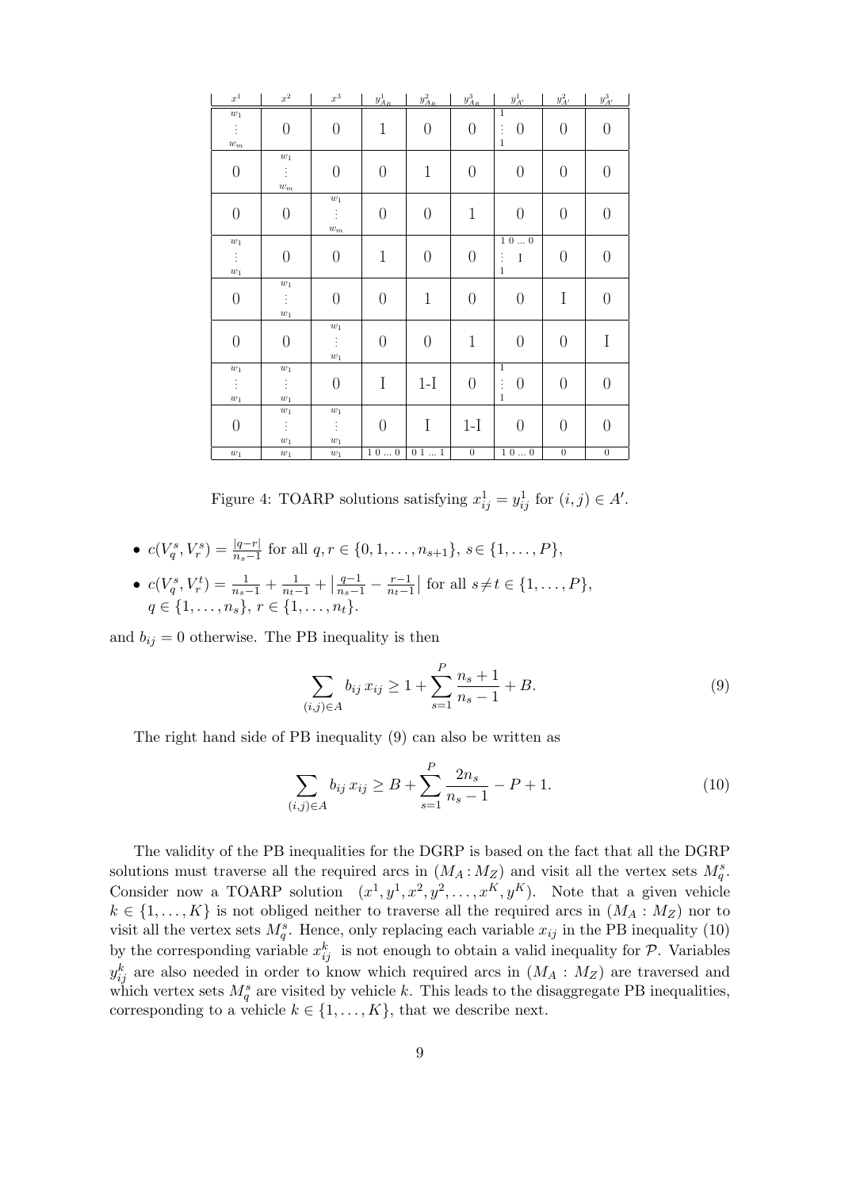| $x^1$ | $x^2$ | $x^3$ | $y^1_{A_R}$ | $y^2_{A_R}$ | $y^3_{A_R}$ | $y^1_{A'}$ | $y^2_{A'}$ | $y^3_{A'}$ |
|---|---|---|---|---|---|---|---|---|
| $w_1 \; \vdots \; w_m$ | 0 | 0 | 1 | 0 | 0 | $1 \; \vdots \; 1$ &nbsp; 0 | 0 | 0 |
| 0 | $w_1 \; \vdots \; w_m$ | 0 | 0 | 1 | 0 | 0 | 0 | 0 |
| 0 | 0 | $w_1 \; \vdots \; w_m$ | 0 | 0 | 1 | 0 | 0 | 0 |
| $w_1 \; \vdots \; w_1$ | 0 | 0 | 1 | 0 | 0 | $1\ 0 \ldots 0$ / $\vdots$ I / 1 | 0 | 0 |
| 0 | $w_1 \; \vdots \; w_1$ | 0 | 0 | 1 | 0 | 0 | I | 0 |
| 0 | 0 | $w_1 \; \vdots \; w_1$ | 0 | 0 | 1 | 0 | 0 | I |
| $w_1 \; \vdots \; w_1$ | $w_1 \; \vdots \; w_1$ | 0 | I | 1-I | 0 | $1 \; \vdots \; 1$ &nbsp; 0 | 0 | 0 |
| 0 | $w_1 \; \vdots \; w_1$ | $w_1 \; \vdots \; w_1$ | 0 | I | 1-I | 0 | 0 | 0 |
| $w_1$ | $w_1$ | $w_1$ | $1\ 0 \ldots 0$ | $0\ 1 \ldots 1$ | 0 | $1\ 0 \ldots 0$ | 0 | 0 |

Figure 4: TOARP solutions satisfying $x^1_{ij} = y^1_{ij}$ for $(i,j) \in A'$.

- $c(V^s_q, V^s_r) = \frac{|q-r|}{n_s-1}$ for all $q, r \in \{0, 1, \ldots, n_{s+1}\}$, $s \in \{1, \ldots, P\}$,
- $c(V^s_q, V^t_r) = \frac{1}{n_s-1} + \frac{1}{n_t-1} + \left|\frac{q-1}{n_s-1} - \frac{r-1}{n_t-1}\right|$ for all $s \neq t \in \{1, \ldots, P\}$, $q \in \{1, \ldots, n_s\}$, $r \in \{1, \ldots, n_t\}$.

and $b_{ij} = 0$ otherwise. The PB inequality is then

$$\sum_{(i,j)\in A} b_{ij}\, x_{ij} \geq 1 + \sum_{s=1}^{P} \frac{n_s + 1}{n_s - 1} + B. \tag{9}$$

The right hand side of PB inequality (9) can also be written as

$$\sum_{(i,j)\in A} b_{ij}\, x_{ij} \geq B + \sum_{s=1}^{P} \frac{2n_s}{n_s - 1} - P + 1. \tag{10}$$

The validity of the PB inequalities for the DGRP is based on the fact that all the DGRP solutions must traverse all the required arcs in $(M_A : M_Z)$ and visit all the vertex sets $M^s_q$. Consider now a TOARP solution $(x^1, y^1, x^2, y^2, \ldots, x^K, y^K)$. Note that a given vehicle $k \in \{1, \ldots, K\}$ is not obliged neither to traverse all the required arcs in $(M_A : M_Z)$ nor to visit all the vertex sets $M^s_q$. Hence, only replacing each variable $x_{ij}$ in the PB inequality (10) by the corresponding variable $x^k_{ij}$ is not enough to obtain a valid inequality for $\mathcal{P}$. Variables $y^k_{ij}$ are also needed in order to know which required arcs in $(M_A : M_Z)$ are traversed and which vertex sets $M^s_q$ are visited by vehicle $k$. This leads to the disaggregate PB inequalities, corresponding to a vehicle $k \in \{1, \ldots, K\}$, that we describe next.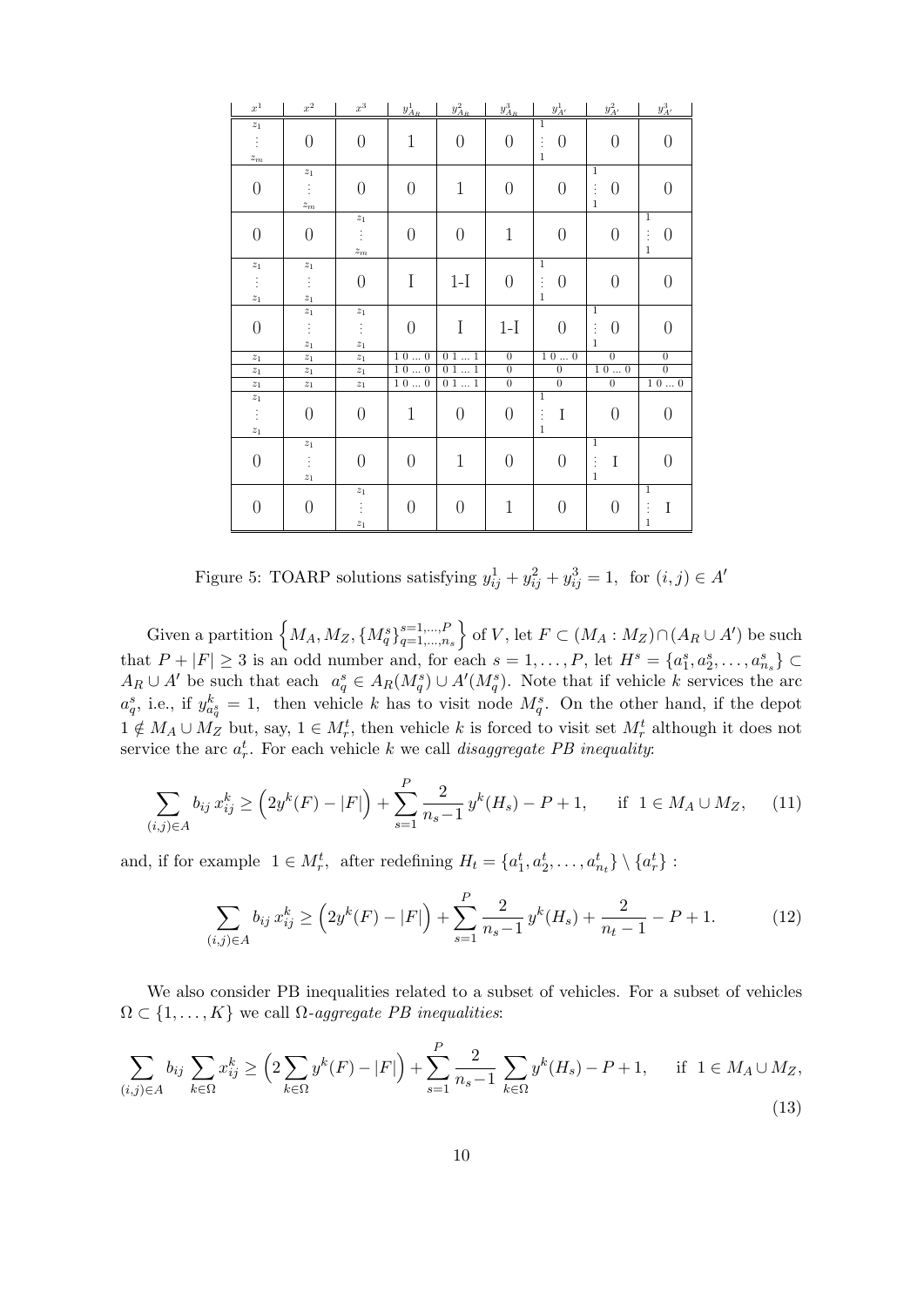| $x^1$ | $x^2$ | $x^3$ | $y^1_{A_R}$ | $y^2_{A_R}$ | $y^3_{A_R}$ | $y^1_{A'}$ | $y^2_{A'}$ | $y^3_{A'}$ |
|---|---|---|---|---|---|---|---|---|
| $z_1 \vdots z_m$ | 0 | 0 | 1 | 0 | 0 | $1 \vdots 1$ 0 | 0 | 0 |
| 0 | $z_1 \vdots z_m$ | 0 | 0 | 1 | 0 | 0 | $1 \vdots 1$ 0 | 0 |
| 0 | 0 | $z_1 \vdots z_m$ | 0 | 0 | 1 | 0 | 0 | $1 \vdots 1$ 0 |
| $z_1 \vdots z_1$ | $z_1 \vdots z_1$ | 0 | I | 1-I | 0 | $1 \vdots 1$ 0 | 0 | 0 |
| 0 | $z_1 \vdots z_1$ | $z_1 \vdots z_1$ | 0 | I | 1-I | 0 | $1 \vdots 1$ 0 | 0 |
| $z_1$ | $z_1$ | $z_1$ | 1 0 ... 0 | 0 1 ... 1 | 0 | 1 0 ... 0 | 0 | 0 |
| $z_1$ | $z_1$ | $z_1$ | 1 0 ... 0 | 0 1 ... 1 | 0 | 0 | 1 0 ... 0 | 0 |
| $z_1$ | $z_1$ | $z_1$ | 1 0 ... 0 | 0 1 ... 1 | 0 | 0 | 0 | 1 0 ... 0 |
| $z_1 \vdots z_1$ | 0 | 0 | 1 | 0 | 0 | $1 \vdots 1$ I | 0 | 0 |
| 0 | $z_1 \vdots z_1$ | 0 | 0 | 1 | 0 | 0 | $1 \vdots 1$ I | 0 |
| 0 | 0 | $z_1 \vdots z_1$ | 0 | 0 | 1 | 0 | 0 | $1 \vdots 1$ I |

Figure 5: TOARP solutions satisfying $y^1_{ij} + y^2_{ij} + y^3_{ij} = 1$, for $(i,j) \in A'$

Given a partition $\left\{M_A, M_Z, \{M^s_q\}^{s=1,\dots,P}_{q=1,\dots,n_s}\right\}$ of $V$, let $F \subset (M_A : M_Z) \cap (A_R \cup A')$ be such that $P + |F| \geq 3$ is an odd number and, for each $s = 1, \dots, P$, let $H^s = \{a^s_1, a^s_2, \dots, a^s_{n_s}\} \subset A_R \cup A'$ be such that each $a^s_q \in A_R(M^s_q) \cup A'(M^s_q)$. Note that if vehicle $k$ services the arc $a^s_q$, i.e., if $y^k_{a^s_q} = 1$, then vehicle $k$ has to visit node $M^s_q$. On the other hand, if the depot $1 \notin M_A \cup M_Z$ but, say, $1 \in M^t_r$, then vehicle $k$ is forced to visit set $M^t_r$ although it does not service the arc $a^t_r$. For each vehicle $k$ we call *disaggregate PB inequality*:

$$\sum_{(i,j)\in A} b_{ij}\, x^k_{ij} \geq \Big(2y^k(F) - |F|\Big) + \sum_{s=1}^{P} \frac{2}{n_s - 1}\, y^k(H_s) - P + 1, \qquad \text{if } 1 \in M_A \cup M_Z, \tag{11}$$

and, if for example $1 \in M^t_r$, after redefining $H_t = \{a^t_1, a^t_2, \dots, a^t_{n_t}\} \setminus \{a^t_r\}$ :

$$\sum_{(i,j)\in A} b_{ij}\, x^k_{ij} \geq \Big(2y^k(F) - |F|\Big) + \sum_{s=1}^{P} \frac{2}{n_s - 1}\, y^k(H_s) + \frac{2}{n_t - 1} - P + 1. \tag{12}$$

We also consider PB inequalities related to a subset of vehicles. For a subset of vehicles $\Omega \subset \{1, \dots, K\}$ we call *$\Omega$-aggregate PB inequalities*:

$$\sum_{(i,j)\in A} b_{ij} \sum_{k\in\Omega} x^k_{ij} \geq \Big(2\sum_{k\in\Omega} y^k(F) - |F|\Big) + \sum_{s=1}^{P} \frac{2}{n_s - 1} \sum_{k\in\Omega} y^k(H_s) - P + 1, \qquad \text{if } 1 \in M_A \cup M_Z, \tag{13}$$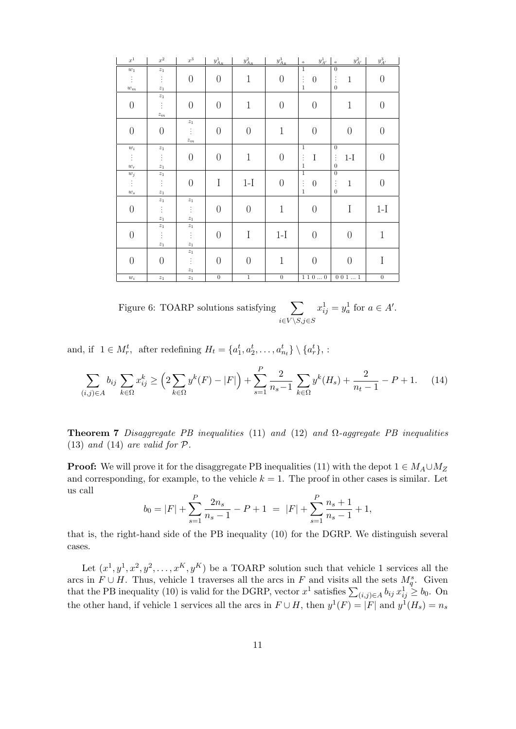| $x^1$ | $x^2$ | $x^3$ | $y^1_{A_R}$ | $y^2_{A_R}$ | $y^3_{A_R}$ | $a$ $\quad y^1_{A'}$ | $a$ $\quad y^2_{A'}$ | $y^3_{A'}$ |
|---|---|---|---|---|---|---|---|---|
| $w_1$ ⋮ $w_m$ | $z_1$ ⋮ $z_1$ | 0 | 0 | 1 | 0 | 1 ⋮ 1 $\quad$ 0 | 0 ⋮ 0 $\quad$ 1 | 0 |
| 0 | $z_1$ ⋮ $z_m$ | 0 | 0 | 1 | 0 | 0 | 1 | 0 |
| 0 | 0 | $z_1$ ⋮ $z_m$ | 0 | 0 | 1 | 0 | 0 | 0 |
| $w_i$ ⋮ $w_r$ | $z_1$ ⋮ $z_1$ | 0 | 0 | 1 | 0 | 1 ⋮ 1 $\quad$ I | 0 ⋮ 0 $\quad$ 1-I | 0 |
| $w_j$ ⋮ $w_s$ | $z_1$ ⋮ $z_1$ | 0 | I | 1-I | 0 | 1 ⋮ 1 $\quad$ 0 | 0 ⋮ 0 $\quad$ 1 | 0 |
| 0 | $z_1$ ⋮ $z_1$ | $z_1$ ⋮ $z_1$ | 0 | 0 | 1 | 0 | I | 1-I |
| 0 | $z_1$ ⋮ $z_1$ | $z_1$ ⋮ $z_1$ | 0 | I | 1-I | 0 | 0 | 1 |
| 0 | 0 | $z_1$ ⋮ $z_1$ | 0 | 0 | 1 | 0 | 0 | I |
| $w_i$ | $z_1$ | $z_1$ | 0 | 1 | 0 | 1 1 0 ... 0 | 0 0 1 ... 1 | 0 |

Figure 6: TOARP solutions satisfying $\displaystyle\sum_{i\in V\setminus S, j\in S} x^1_{ij} = y^1_a$ for $a \in A'$.

and, if $1 \in M^t_r$, after redefining $H_t = \{a^t_1, a^t_2, \ldots, a^t_{n_t}\} \setminus \{a^t_r\}$, :

$$\sum_{(i,j)\in A} b_{ij} \sum_{k\in\Omega} x^k_{ij} \geq \Big(2\sum_{k\in\Omega} y^k(F) - |F|\Big) + \sum_{s=1}^{P} \frac{2}{n_s - 1} \sum_{k\in\Omega} y^k(H_s) + \frac{2}{n_t - 1} - P + 1. \qquad (14)$$

**Theorem 7** *Disaggregate PB inequalities* (11) *and* (12) *and* $\Omega$*-aggregate PB inequalities* (13) *and* (14) *are valid for* $\mathcal{P}$.

**Proof:** We will prove it for the disaggregate PB inequalities (11) with the depot $1 \in M_A \cup M_Z$ and corresponding, for example, to the vehicle $k = 1$. The proof in other cases is similar. Let us call

$$b_0 = |F| + \sum_{s=1}^{P} \frac{2n_s}{n_s - 1} - P + 1 \;=\; |F| + \sum_{s=1}^{P} \frac{n_s + 1}{n_s - 1} + 1,$$

that is, the right-hand side of the PB inequality (10) for the DGRP. We distinguish several cases.

Let $(x^1, y^1, x^2, y^2, \ldots, x^K, y^K)$ be a TOARP solution such that vehicle 1 services all the arcs in $F \cup H$. Thus, vehicle 1 traverses all the arcs in $F$ and visits all the sets $M^s_q$. Given that the PB inequality (10) is valid for the DGRP, vector $x^1$ satisfies $\sum_{(i,j)\in A} b_{ij}\, x^1_{ij} \geq b_0$. On the other hand, if vehicle 1 services all the arcs in $F \cup H$, then $y^1(F) = |F|$ and $y^1(H_s) = n_s$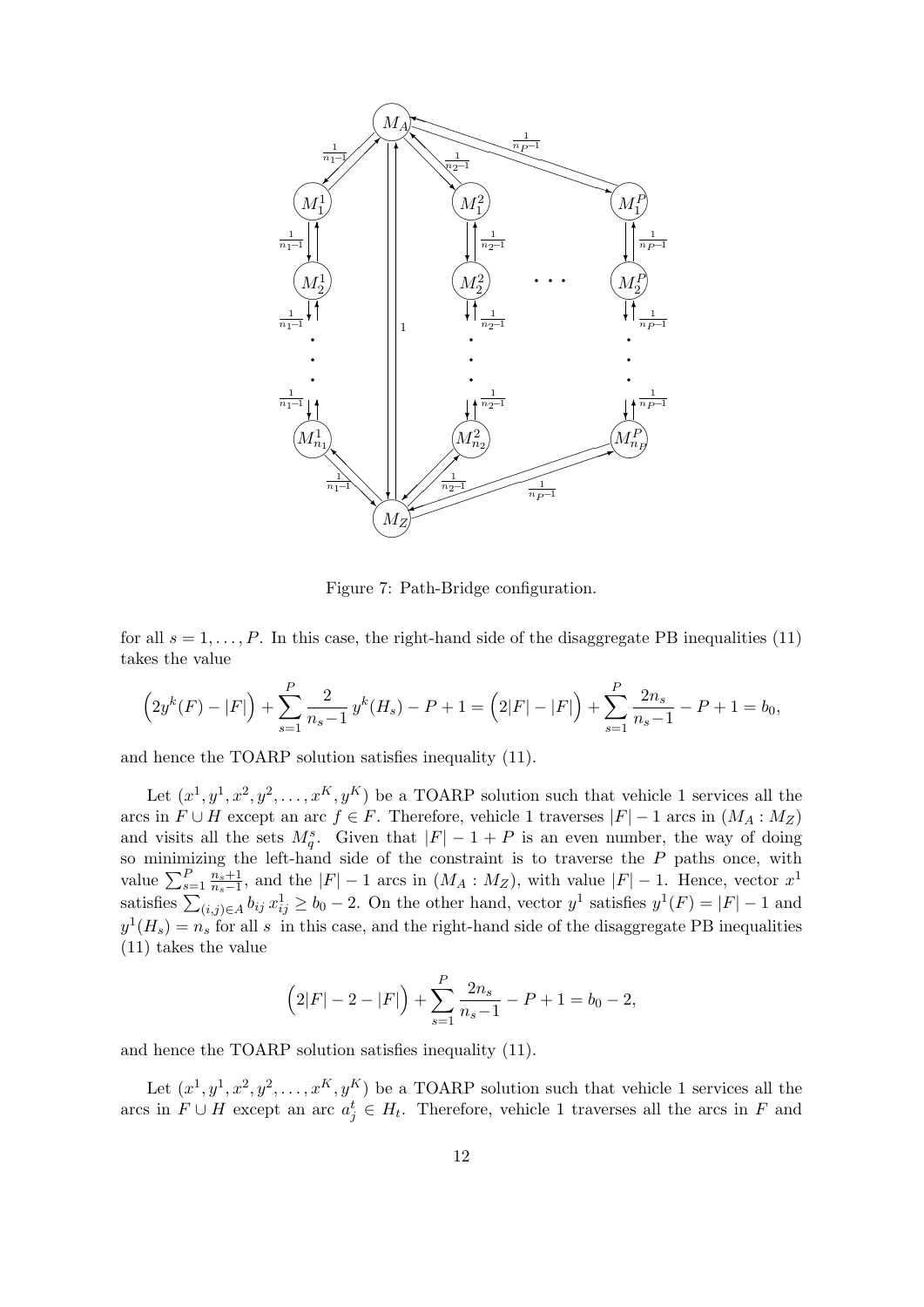Figure 7: Path-Bridge configuration.

for all $s = 1, \dots, P$. In this case, the right-hand side of the disaggregate PB inequalities (11) takes the value

$$\Big(2y^k(F) - |F|\Big) + \sum_{s=1}^{P} \frac{2}{n_s - 1}\, y^k(H_s) - P + 1 = \Big(2|F| - |F|\Big) + \sum_{s=1}^{P} \frac{2n_s}{n_s - 1} - P + 1 = b_0,$$

and hence the TOARP solution satisfies inequality (11).

Let $(x^1, y^1, x^2, y^2, \dots, x^K, y^K)$ be a TOARP solution such that vehicle 1 services all the arcs in $F \cup H$ except an arc $f \in F$. Therefore, vehicle 1 traverses $|F| - 1$ arcs in $(M_A : M_Z)$ and visits all the sets $M_q^s$. Given that $|F| - 1 + P$ is an even number, the way of doing so minimizing the left-hand side of the constraint is to traverse the $P$ paths once, with value $\sum_{s=1}^{P} \frac{n_s+1}{n_s-1}$, and the $|F| - 1$ arcs in $(M_A : M_Z)$, with value $|F| - 1$. Hence, vector $x^1$ satisfies $\sum_{(i,j)\in A} b_{ij}\, x^1_{ij} \geq b_0 - 2$. On the other hand, vector $y^1$ satisfies $y^1(F) = |F| - 1$ and $y^1(H_s) = n_s$ for all $s$ in this case, and the right-hand side of the disaggregate PB inequalities (11) takes the value

$$\Big(2|F| - 2 - |F|\Big) + \sum_{s=1}^{P} \frac{2n_s}{n_s - 1} - P + 1 = b_0 - 2,$$

and hence the TOARP solution satisfies inequality (11).

Let $(x^1, y^1, x^2, y^2, \dots, x^K, y^K)$ be a TOARP solution such that vehicle 1 services all the arcs in $F \cup H$ except an arc $a_j^t \in H_t$. Therefore, vehicle 1 traverses all the arcs in $F$ and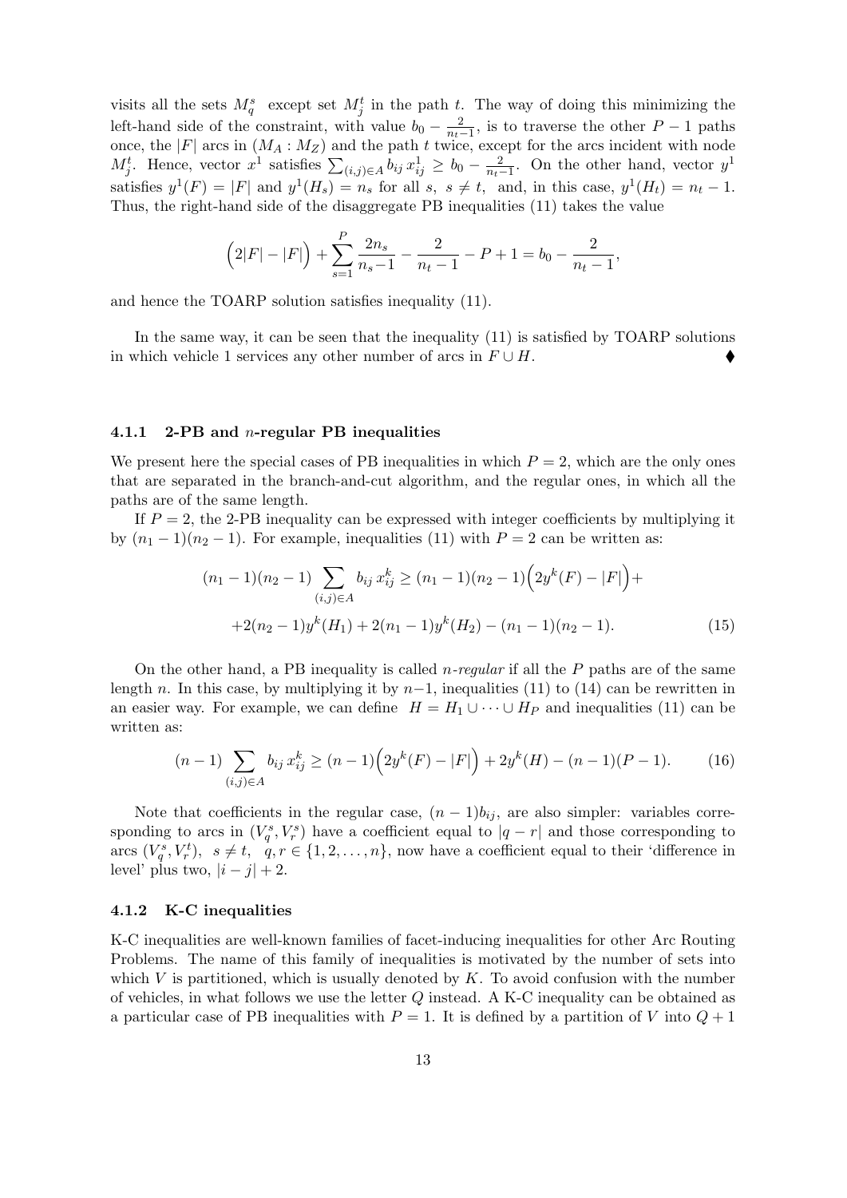visits all the sets $M_q^s$ except set $M_j^t$ in the path $t$. The way of doing this minimizing the left-hand side of the constraint, with value $b_0 - \frac{2}{n_t - 1}$, is to traverse the other $P-1$ paths once, the $|F|$ arcs in $(M_A : M_Z)$ and the path $t$ twice, except for the arcs incident with node $M_j^t$. Hence, vector $x^1$ satisfies $\sum_{(i,j)\in A} b_{ij}\, x_{ij}^1 \geq b_0 - \frac{2}{n_t-1}$. On the other hand, vector $y^1$ satisfies $y^1(F) = |F|$ and $y^1(H_s) = n_s$ for all $s,\ s \neq t,$ and, in this case, $y^1(H_t) = n_t - 1$. Thus, the right-hand side of the disaggregate PB inequalities (11) takes the value

$$\Big(2|F| - |F|\Big) + \sum_{s=1}^{P} \frac{2n_s}{n_s - 1} - \frac{2}{n_t - 1} - P + 1 = b_0 - \frac{2}{n_t - 1},$$

and hence the TOARP solution satisfies inequality (11).

In the same way, it can be seen that the inequality (11) is satisfied by TOARP solutions in which vehicle 1 services any other number of arcs in $F \cup H$. ♦

#### 4.1.1 2-PB and $n$-regular PB inequalities

We present here the special cases of PB inequalities in which $P = 2$, which are the only ones that are separated in the branch-and-cut algorithm, and the regular ones, in which all the paths are of the same length.

If $P = 2$, the 2-PB inequality can be expressed with integer coefficients by multiplying it by $(n_1 - 1)(n_2 - 1)$. For example, inequalities (11) with $P = 2$ can be written as:

$$(n_1 - 1)(n_2 - 1) \sum_{(i,j)\in A} b_{ij}\, x_{ij}^k \geq (n_1 - 1)(n_2 - 1)\Big(2y^k(F) - |F|\Big) +$$
$$+ 2(n_2 - 1)y^k(H_1) + 2(n_1 - 1)y^k(H_2) - (n_1 - 1)(n_2 - 1). \tag{15}$$

On the other hand, a PB inequality is called *n-regular* if all the $P$ paths are of the same length $n$. In this case, by multiplying it by $n-1$, inequalities (11) to (14) can be rewritten in an easier way. For example, we can define $H = H_1 \cup \cdots \cup H_P$ and inequalities (11) can be written as:

$$(n-1) \sum_{(i,j)\in A} b_{ij}\, x_{ij}^k \geq (n-1)\Big(2y^k(F) - |F|\Big) + 2y^k(H) - (n-1)(P-1). \tag{16}$$

Note that coefficients in the regular case, $(n-1)b_{ij}$, are also simpler: variables corresponding to arcs in $(V_q^s, V_r^s)$ have a coefficient equal to $|q - r|$ and those corresponding to arcs $(V_q^s, V_r^t),\ s \neq t,\ q, r \in \{1, 2, \ldots, n\}$, now have a coefficient equal to their 'difference in level' plus two, $|i - j| + 2$.

#### 4.1.2 K-C inequalities

K-C inequalities are well-known families of facet-inducing inequalities for other Arc Routing Problems. The name of this family of inequalities is motivated by the number of sets into which $V$ is partitioned, which is usually denoted by $K$. To avoid confusion with the number of vehicles, in what follows we use the letter $Q$ instead. A K-C inequality can be obtained as a particular case of PB inequalities with $P = 1$. It is defined by a partition of $V$ into $Q + 1$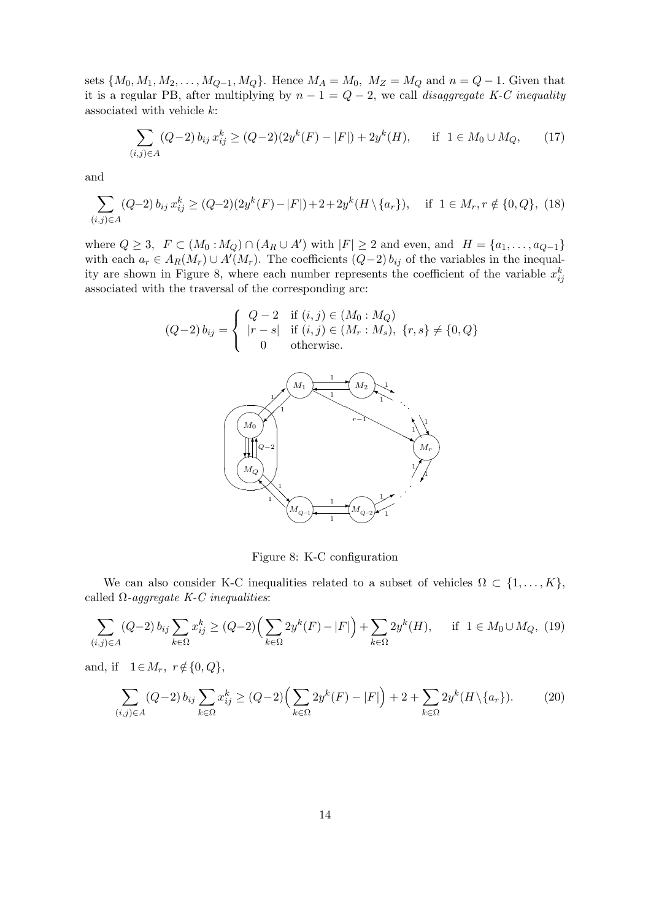sets $\{M_0, M_1, M_2, \ldots, M_{Q-1}, M_Q\}$. Hence $M_A = M_0$, $M_Z = M_Q$ and $n = Q-1$. Given that it is a regular PB, after multiplying by $n-1 = Q-2$, we call *disaggregate K-C inequality* associated with vehicle $k$:

$$\sum_{(i,j)\in A} (Q{-}2)\, b_{ij}\, x_{ij}^k \geq (Q{-}2)(2y^k(F) - |F|) + 2y^k(H), \qquad \text{if } \ 1 \in M_0 \cup M_Q, \tag{17}$$

and

$$\sum_{(i,j)\in A} (Q{-}2)\, b_{ij}\, x_{ij}^k \geq (Q{-}2)(2y^k(F) - |F|) + 2 + 2y^k(H \setminus \{a_r\}), \quad \text{if } \ 1 \in M_r, r \notin \{0, Q\}, \tag{18}$$

where $Q \geq 3$, $F \subset (M_0 : M_Q) \cap (A_R \cup A')$ with $|F| \geq 2$ and even, and $H = \{a_1, \ldots, a_{Q-1}\}$ with each $a_r \in A_R(M_r) \cup A'(M_r)$. The coefficients $(Q{-}2)\, b_{ij}$ of the variables in the inequality are shown in Figure 8, where each number represents the coefficient of the variable $x_{ij}^k$ associated with the traversal of the corresponding arc:

$$(Q{-}2)\, b_{ij} = \begin{cases} Q-2 & \text{if } (i,j) \in (M_0 : M_Q) \\ |r-s| & \text{if } (i,j) \in (M_r : M_s), \ \{r,s\} \neq \{0, Q\} \\ 0 & \text{otherwise.} \end{cases}$$

Figure 8: K-C configuration

We can also consider K-C inequalities related to a subset of vehicles $\Omega \subset \{1, \ldots, K\}$, called *$\Omega$-aggregate K-C inequalities*:

$$\sum_{(i,j)\in A} (Q{-}2)\, b_{ij} \sum_{k\in\Omega} x_{ij}^k \geq (Q{-}2)\Big(\sum_{k\in\Omega} 2y^k(F) - |F|\Big) + \sum_{k\in\Omega} 2y^k(H), \qquad \text{if } \ 1 \in M_0 \cup M_Q, \tag{19}$$

and, if $\ 1 \in M_r, \ r \notin \{0, Q\}$,

$$\sum_{(i,j)\in A} (Q{-}2)\, b_{ij} \sum_{k\in\Omega} x_{ij}^k \geq (Q{-}2)\Big(\sum_{k\in\Omega} 2y^k(F) - |F|\Big) + 2 + \sum_{k\in\Omega} 2y^k(H \setminus \{a_r\}). \tag{20}$$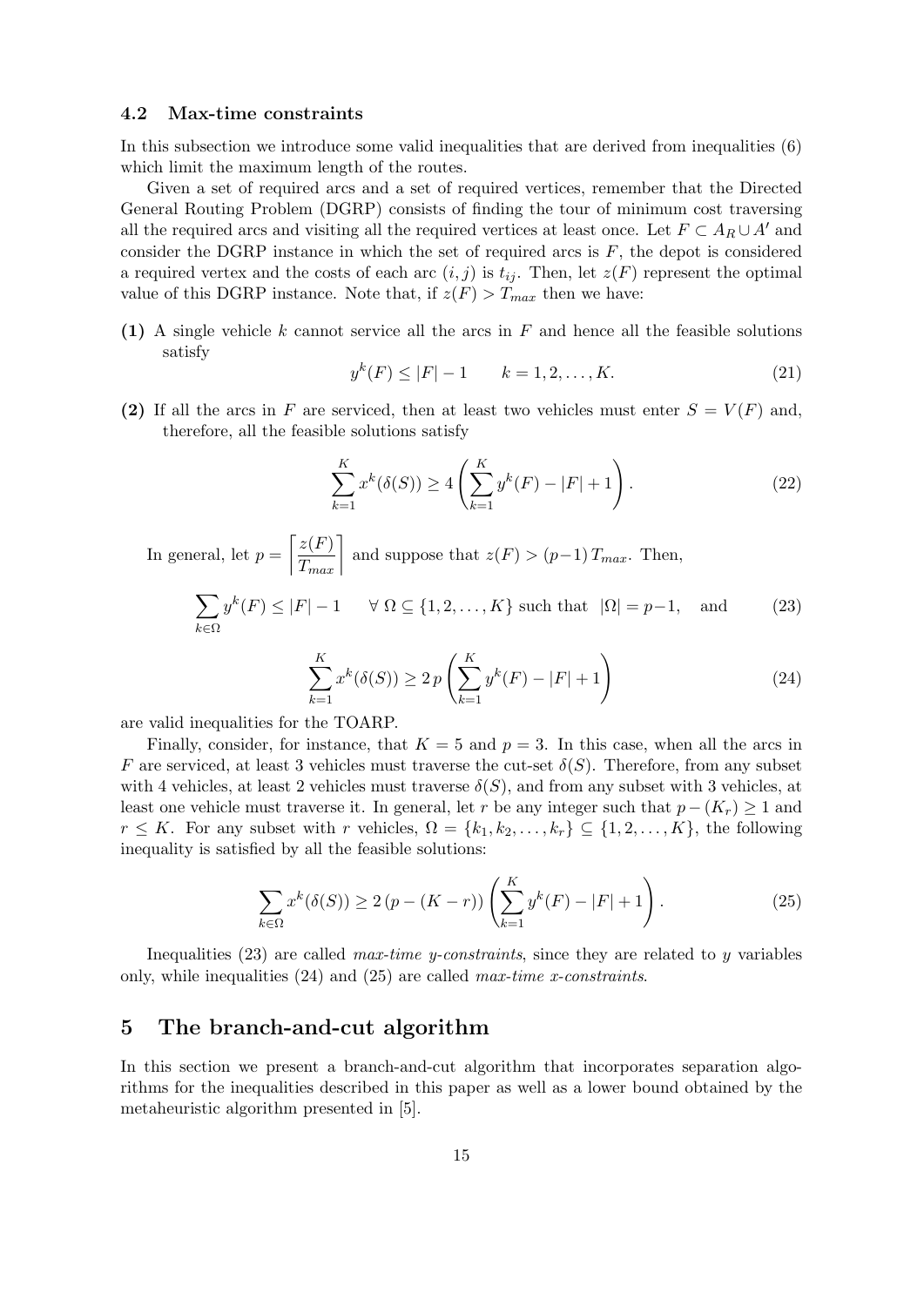### 4.2 Max-time constraints

In this subsection we introduce some valid inequalities that are derived from inequalities (6) which limit the maximum length of the routes.

Given a set of required arcs and a set of required vertices, remember that the Directed General Routing Problem (DGRP) consists of finding the tour of minimum cost traversing all the required arcs and visiting all the required vertices at least once. Let $F \subset A_R \cup A'$ and consider the DGRP instance in which the set of required arcs is $F$, the depot is considered a required vertex and the costs of each arc $(i, j)$ is $t_{ij}$. Then, let $z(F)$ represent the optimal value of this DGRP instance. Note that, if $z(F) > T_{max}$ then we have:

**(1)** A single vehicle $k$ cannot service all the arcs in $F$ and hence all the feasible solutions satisfy

$$y^k(F) \leq |F| - 1 \qquad k = 1, 2, \ldots, K. \tag{21}$$

**(2)** If all the arcs in $F$ are serviced, then at least two vehicles must enter $S = V(F)$ and, therefore, all the feasible solutions satisfy

$$\sum_{k=1}^{K} x^k(\delta(S)) \geq 4 \left( \sum_{k=1}^{K} y^k(F) - |F| + 1 \right). \tag{22}$$

In general, let $p = \left\lceil \dfrac{z(F)}{T_{max}} \right\rceil$ and suppose that $z(F) > (p-1)\, T_{max}$. Then,

$$\sum_{k \in \Omega} y^k(F) \leq |F| - 1 \qquad \forall\ \Omega \subseteq \{1, 2, \ldots, K\} \text{ such that } |\Omega| = p-1, \quad \text{and} \tag{23}$$

$$\sum_{k=1}^{K} x^k(\delta(S)) \geq 2\, p \left( \sum_{k=1}^{K} y^k(F) - |F| + 1 \right) \tag{24}$$

are valid inequalities for the TOARP.

Finally, consider, for instance, that $K = 5$ and $p = 3$. In this case, when all the arcs in $F$ are serviced, at least 3 vehicles must traverse the cut-set $\delta(S)$. Therefore, from any subset with 4 vehicles, at least 2 vehicles must traverse $\delta(S)$, and from any subset with 3 vehicles, at least one vehicle must traverse it. In general, let $r$ be any integer such that $p - (K_r) \geq 1$ and $r \leq K$. For any subset with $r$ vehicles, $\Omega = \{k_1, k_2, \ldots, k_r\} \subseteq \{1, 2, \ldots, K\}$, the following inequality is satisfied by all the feasible solutions:

$$\sum_{k \in \Omega} x^k(\delta(S)) \geq 2\, (p - (K - r)) \left( \sum_{k=1}^{K} y^k(F) - |F| + 1 \right). \tag{25}$$

Inequalities (23) are called *max-time y-constraints*, since they are related to $y$ variables only, while inequalities (24) and (25) are called *max-time x-constraints*.

## 5 The branch-and-cut algorithm

In this section we present a branch-and-cut algorithm that incorporates separation algorithms for the inequalities described in this paper as well as a lower bound obtained by the metaheuristic algorithm presented in [5].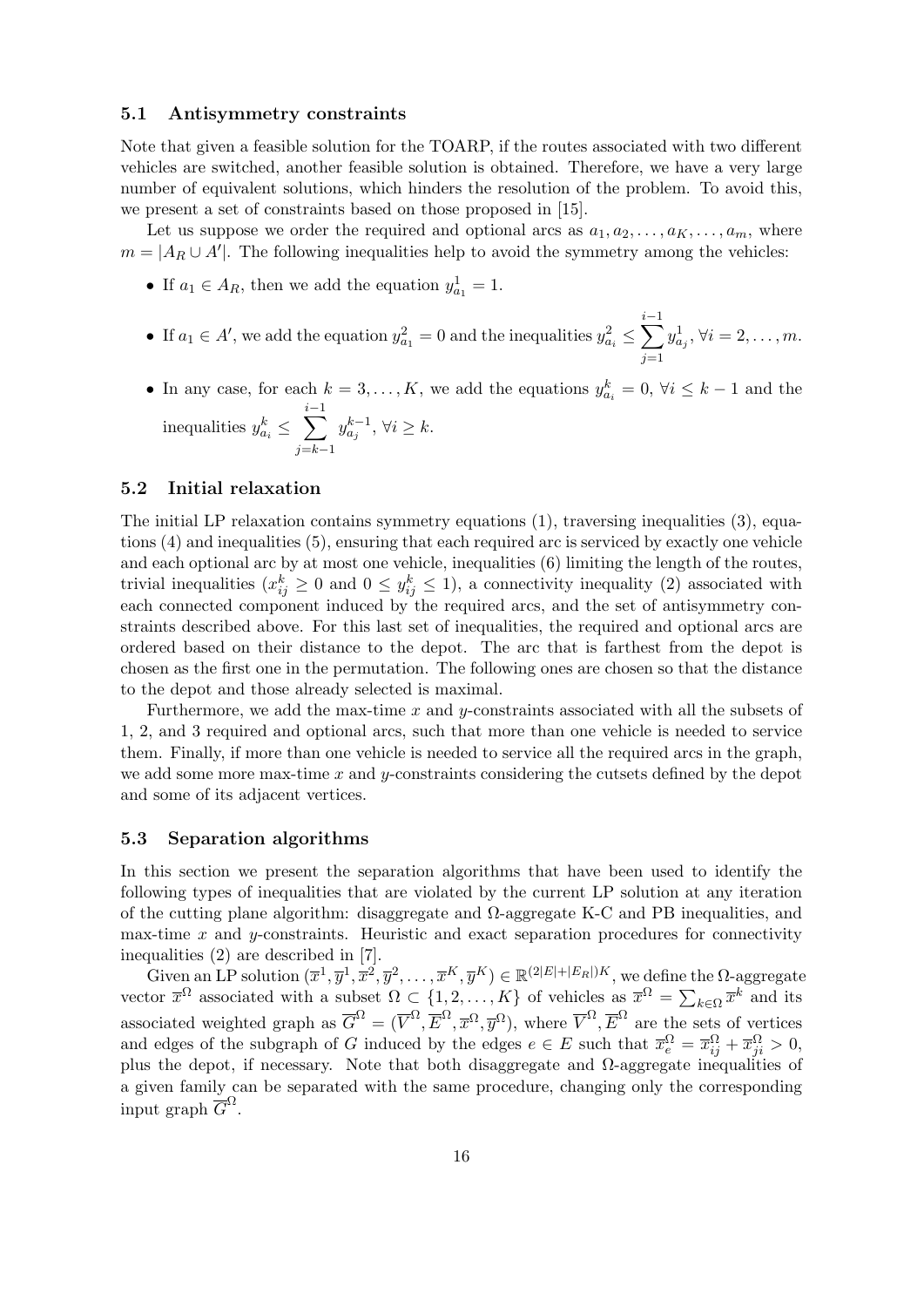### 5.1 Antisymmetry constraints

Note that given a feasible solution for the TOARP, if the routes associated with two different vehicles are switched, another feasible solution is obtained. Therefore, we have a very large number of equivalent solutions, which hinders the resolution of the problem. To avoid this, we present a set of constraints based on those proposed in [15].

Let us suppose we order the required and optional arcs as $a_1, a_2, \ldots, a_K, \ldots, a_m$, where $m = |A_R \cup A'|$. The following inequalities help to avoid the symmetry among the vehicles:

- If $a_1 \in A_R$, then we add the equation $y^1_{a_1} = 1$.
- If $a_1 \in A'$, we add the equation $y^2_{a_1} = 0$ and the inequalities $y^2_{a_i} \leq \sum_{j=1}^{i-1} y^1_{a_j}$, $\forall i = 2, \ldots, m$.
- In any case, for each $k = 3, \ldots, K$, we add the equations $y^k_{a_i} = 0$, $\forall i \leq k-1$ and the inequalities $y^k_{a_i} \leq \sum_{j=k-1}^{i-1} y^{k-1}_{a_j}$, $\forall i \geq k$.

### 5.2 Initial relaxation

The initial LP relaxation contains symmetry equations (1), traversing inequalities (3), equations (4) and inequalities (5), ensuring that each required arc is serviced by exactly one vehicle and each optional arc by at most one vehicle, inequalities (6) limiting the length of the routes, trivial inequalities ($x^k_{ij} \geq 0$ and $0 \leq y^k_{ij} \leq 1$), a connectivity inequality (2) associated with each connected component induced by the required arcs, and the set of antisymmetry constraints described above. For this last set of inequalities, the required and optional arcs are ordered based on their distance to the depot. The arc that is farthest from the depot is chosen as the first one in the permutation. The following ones are chosen so that the distance to the depot and those already selected is maximal.

Furthermore, we add the max-time $x$ and $y$-constraints associated with all the subsets of 1, 2, and 3 required and optional arcs, such that more than one vehicle is needed to service them. Finally, if more than one vehicle is needed to service all the required arcs in the graph, we add some more max-time $x$ and $y$-constraints considering the cutsets defined by the depot and some of its adjacent vertices.

### 5.3 Separation algorithms

In this section we present the separation algorithms that have been used to identify the following types of inequalities that are violated by the current LP solution at any iteration of the cutting plane algorithm: disaggregate and $\Omega$-aggregate K-C and PB inequalities, and max-time $x$ and $y$-constraints. Heuristic and exact separation procedures for connectivity inequalities (2) are described in [7].

Given an LP solution $(\overline{x}^1, \overline{y}^1, \overline{x}^2, \overline{y}^2, \ldots, \overline{x}^K, \overline{y}^K) \in \mathbb{R}^{(2|E|+|E_R|)K}$, we define the $\Omega$-aggregate vector $\overline{x}^\Omega$ associated with a subset $\Omega \subset \{1, 2, \ldots, K\}$ of vehicles as $\overline{x}^\Omega = \sum_{k \in \Omega} \overline{x}^k$ and its associated weighted graph as $\overline{G}^\Omega = (\overline{V}^\Omega, \overline{E}^\Omega, \overline{x}^\Omega, \overline{y}^\Omega)$, where $\overline{V}^\Omega, \overline{E}^\Omega$ are the sets of vertices and edges of the subgraph of $G$ induced by the edges $e \in E$ such that $\overline{x}^\Omega_e = \overline{x}^\Omega_{ij} + \overline{x}^\Omega_{ji} > 0$, plus the depot, if necessary. Note that both disaggregate and $\Omega$-aggregate inequalities of a given family can be separated with the same procedure, changing only the corresponding input graph $\overline{G}^\Omega$.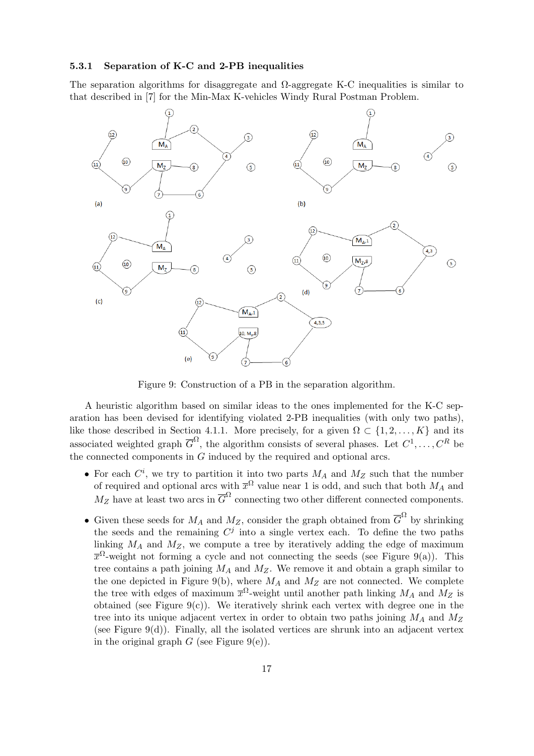#### 5.3.1 Separation of K-C and 2-PB inequalities

The separation algorithms for disaggregate and $\Omega$-aggregate K-C inequalities is similar to that described in [7] for the Min-Max K-vehicles Windy Rural Postman Problem.

Figure 9: Construction of a PB in the separation algorithm.

A heuristic algorithm based on similar ideas to the ones implemented for the K-C separation has been devised for identifying violated 2-PB inequalities (with only two paths), like those described in Section 4.1.1. More precisely, for a given $\Omega \subset \{1, 2, \ldots, K\}$ and its associated weighted graph $\overline{G}^{\Omega}$, the algorithm consists of several phases. Let $C^1, \ldots, C^R$ be the connected components in $G$ induced by the required and optional arcs.

- For each $C^i$, we try to partition it into two parts $M_A$ and $M_Z$ such that the number of required and optional arcs with $\overline{x}^{\Omega}$ value near 1 is odd, and such that both $M_A$ and $M_Z$ have at least two arcs in $\overline{G}^{\Omega}$ connecting two other different connected components.
- Given these seeds for $M_A$ and $M_Z$, consider the graph obtained from $\overline{G}^{\Omega}$ by shrinking the seeds and the remaining $C^j$ into a single vertex each. To define the two paths linking $M_A$ and $M_Z$, we compute a tree by iteratively adding the edge of maximum $\overline{x}^{\Omega}$-weight not forming a cycle and not connecting the seeds (see Figure 9(a)). This tree contains a path joining $M_A$ and $M_Z$. We remove it and obtain a graph similar to the one depicted in Figure 9(b), where $M_A$ and $M_Z$ are not connected. We complete the tree with edges of maximum $\overline{x}^{\Omega}$-weight until another path linking $M_A$ and $M_Z$ is obtained (see Figure 9(c)). We iteratively shrink each vertex with degree one in the tree into its unique adjacent vertex in order to obtain two paths joining $M_A$ and $M_Z$ (see Figure 9(d)). Finally, all the isolated vertices are shrunk into an adjacent vertex in the original graph $G$ (see Figure 9(e)).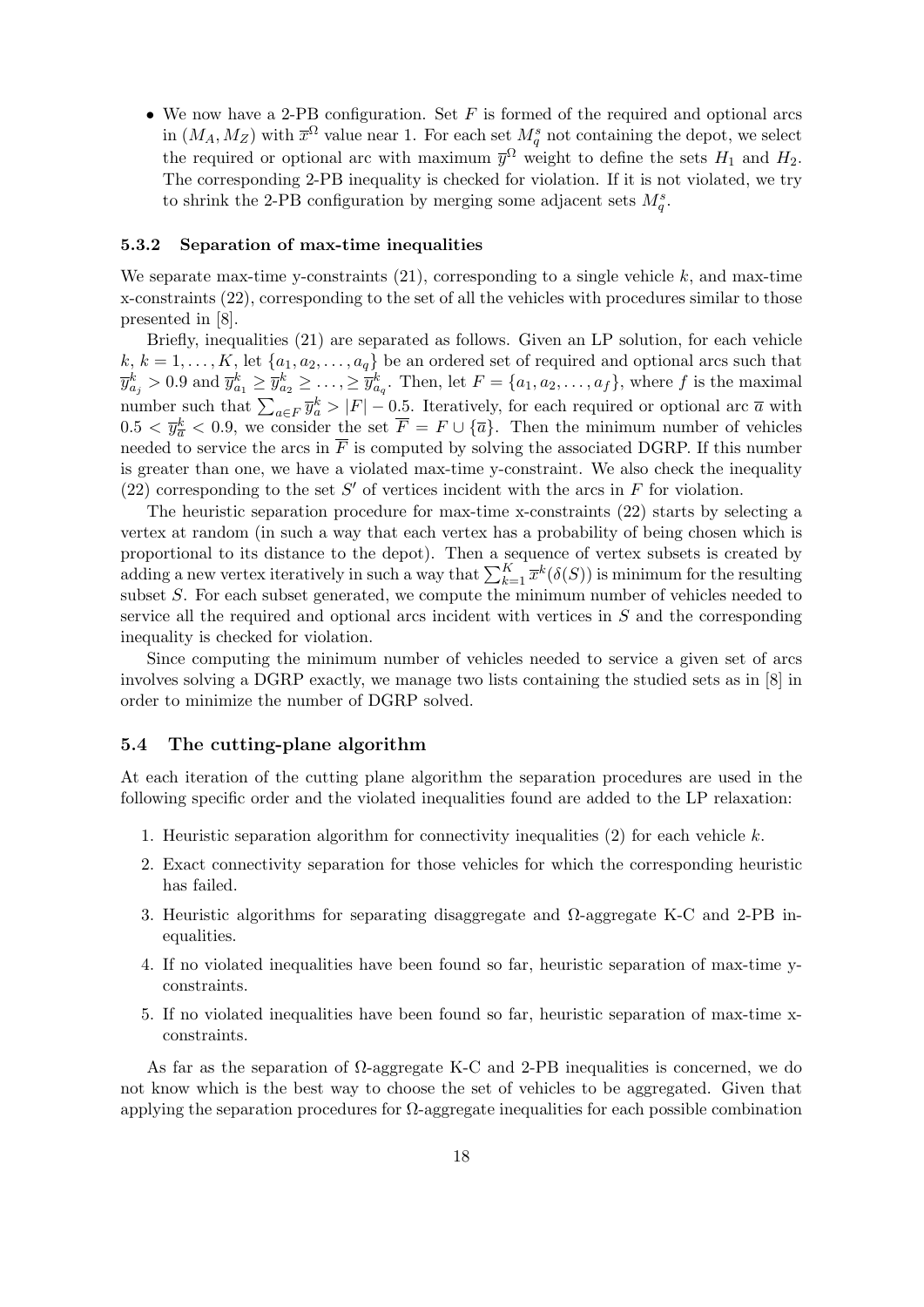- We now have a 2-PB configuration. Set $F$ is formed of the required and optional arcs in $(M_A, M_Z)$ with $\overline{x}^{\Omega}$ value near 1. For each set $M_q^s$ not containing the depot, we select the required or optional arc with maximum $\overline{y}^{\Omega}$ weight to define the sets $H_1$ and $H_2$. The corresponding 2-PB inequality is checked for violation. If it is not violated, we try to shrink the 2-PB configuration by merging some adjacent sets $M_q^s$.

#### 5.3.2 Separation of max-time inequalities

We separate max-time y-constraints (21), corresponding to a single vehicle $k$, and max-time x-constraints (22), corresponding to the set of all the vehicles with procedures similar to those presented in [8].

Briefly, inequalities (21) are separated as follows. Given an LP solution, for each vehicle $k$, $k = 1, \ldots, K$, let $\{a_1, a_2, \ldots, a_q\}$ be an ordered set of required and optional arcs such that $\overline{y}_{a_j}^k > 0.9$ and $\overline{y}_{a_1}^k \geq \overline{y}_{a_2}^k \geq \ldots, \geq \overline{y}_{a_q}^k$. Then, let $F = \{a_1, a_2, \ldots, a_f\}$, where $f$ is the maximal number such that $\sum_{a \in F} \overline{y}_a^k > |F| - 0.5$. Iteratively, for each required or optional arc $\overline{a}$ with $0.5 < \overline{y}_{\overline{a}}^k < 0.9$, we consider the set $\overline{F} = F \cup \{\overline{a}\}$. Then the minimum number of vehicles needed to service the arcs in $\overline{F}$ is computed by solving the associated DGRP. If this number is greater than one, we have a violated max-time y-constraint. We also check the inequality (22) corresponding to the set $S'$ of vertices incident with the arcs in $F$ for violation.

The heuristic separation procedure for max-time x-constraints (22) starts by selecting a vertex at random (in such a way that each vertex has a probability of being chosen which is proportional to its distance to the depot). Then a sequence of vertex subsets is created by adding a new vertex iteratively in such a way that $\sum_{k=1}^{K} \overline{x}^k(\delta(S))$ is minimum for the resulting subset $S$. For each subset generated, we compute the minimum number of vehicles needed to service all the required and optional arcs incident with vertices in $S$ and the corresponding inequality is checked for violation.

Since computing the minimum number of vehicles needed to service a given set of arcs involves solving a DGRP exactly, we manage two lists containing the studied sets as in [8] in order to minimize the number of DGRP solved.

### 5.4 The cutting-plane algorithm

At each iteration of the cutting plane algorithm the separation procedures are used in the following specific order and the violated inequalities found are added to the LP relaxation:

1. Heuristic separation algorithm for connectivity inequalities (2) for each vehicle $k$.
2. Exact connectivity separation for those vehicles for which the corresponding heuristic has failed.
3. Heuristic algorithms for separating disaggregate and $\Omega$-aggregate K-C and 2-PB inequalities.
4. If no violated inequalities have been found so far, heuristic separation of max-time y-constraints.
5. If no violated inequalities have been found so far, heuristic separation of max-time x-constraints.

As far as the separation of $\Omega$-aggregate K-C and 2-PB inequalities is concerned, we do not know which is the best way to choose the set of vehicles to be aggregated. Given that applying the separation procedures for $\Omega$-aggregate inequalities for each possible combination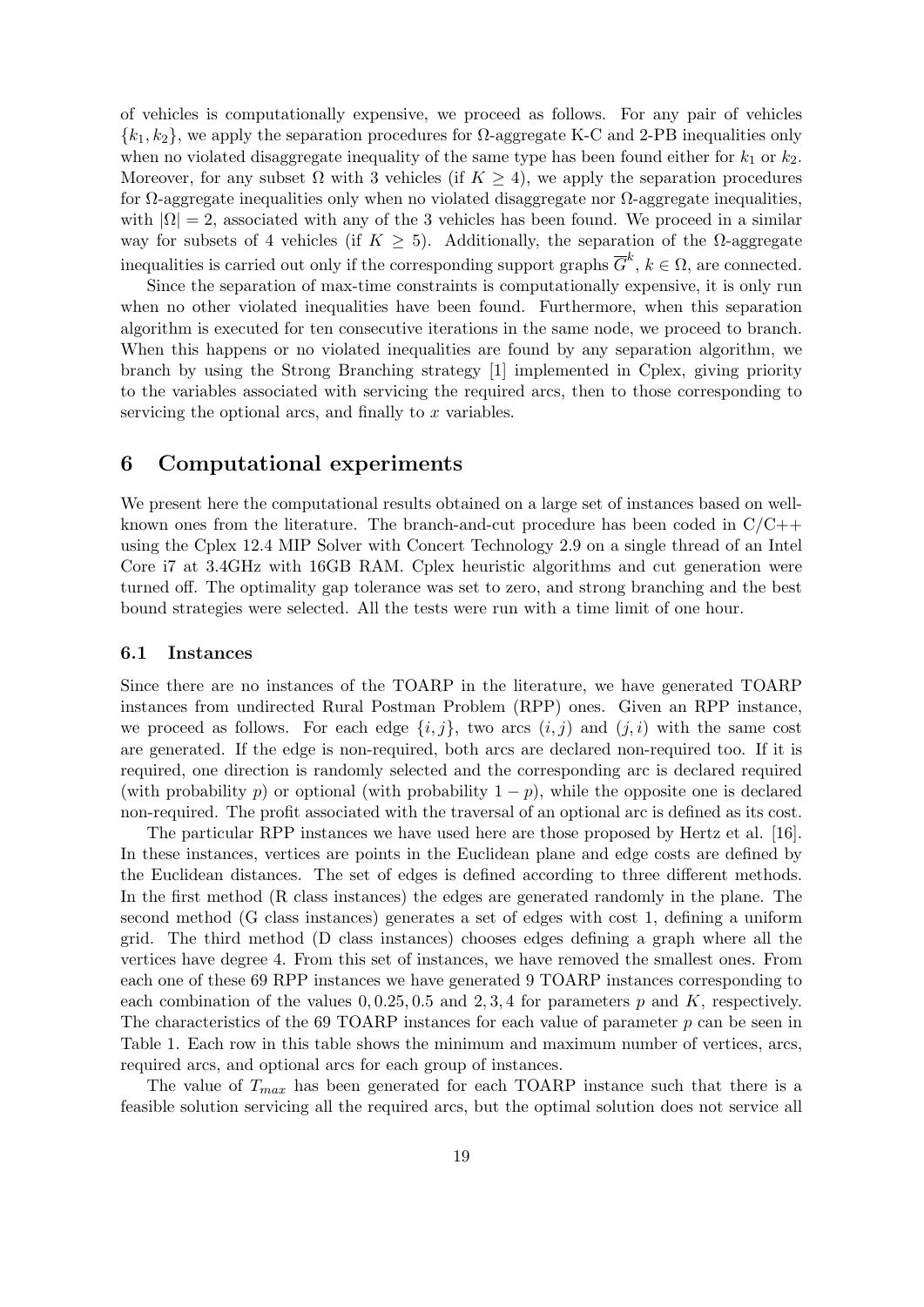of vehicles is computationally expensive, we proceed as follows. For any pair of vehicles $\{k_1, k_2\}$, we apply the separation procedures for $\Omega$-aggregate K-C and 2-PB inequalities only when no violated disaggregate inequality of the same type has been found either for $k_1$ or $k_2$. Moreover, for any subset $\Omega$ with 3 vehicles (if $K \geq 4$), we apply the separation procedures for $\Omega$-aggregate inequalities only when no violated disaggregate nor $\Omega$-aggregate inequalities, with $|\Omega| = 2$, associated with any of the 3 vehicles has been found. We proceed in a similar way for subsets of 4 vehicles (if $K \geq 5$). Additionally, the separation of the $\Omega$-aggregate inequalities is carried out only if the corresponding support graphs $\overline{G}^k$, $k \in \Omega$, are connected.

Since the separation of max-time constraints is computationally expensive, it is only run when no other violated inequalities have been found. Furthermore, when this separation algorithm is executed for ten consecutive iterations in the same node, we proceed to branch. When this happens or no violated inequalities are found by any separation algorithm, we branch by using the Strong Branching strategy [1] implemented in Cplex, giving priority to the variables associated with servicing the required arcs, then to those corresponding to servicing the optional arcs, and finally to $x$ variables.

# 6 Computational experiments

We present here the computational results obtained on a large set of instances based on well-known ones from the literature. The branch-and-cut procedure has been coded in C/C++ using the Cplex 12.4 MIP Solver with Concert Technology 2.9 on a single thread of an Intel Core i7 at 3.4GHz with 16GB RAM. Cplex heuristic algorithms and cut generation were turned off. The optimality gap tolerance was set to zero, and strong branching and the best bound strategies were selected. All the tests were run with a time limit of one hour.

## 6.1 Instances

Since there are no instances of the TOARP in the literature, we have generated TOARP instances from undirected Rural Postman Problem (RPP) ones. Given an RPP instance, we proceed as follows. For each edge $\{i, j\}$, two arcs $(i, j)$ and $(j, i)$ with the same cost are generated. If the edge is non-required, both arcs are declared non-required too. If it is required, one direction is randomly selected and the corresponding arc is declared required (with probability $p$) or optional (with probability $1 - p$), while the opposite one is declared non-required. The profit associated with the traversal of an optional arc is defined as its cost.

The particular RPP instances we have used here are those proposed by Hertz et al. [16]. In these instances, vertices are points in the Euclidean plane and edge costs are defined by the Euclidean distances. The set of edges is defined according to three different methods. In the first method (R class instances) the edges are generated randomly in the plane. The second method (G class instances) generates a set of edges with cost 1, defining a uniform grid. The third method (D class instances) chooses edges defining a graph where all the vertices have degree 4. From this set of instances, we have removed the smallest ones. From each one of these 69 RPP instances we have generated 9 TOARP instances corresponding to each combination of the values $0, 0.25, 0.5$ and $2, 3, 4$ for parameters $p$ and $K$, respectively. The characteristics of the 69 TOARP instances for each value of parameter $p$ can be seen in Table 1. Each row in this table shows the minimum and maximum number of vertices, arcs, required arcs, and optional arcs for each group of instances.

The value of $T_{max}$ has been generated for each TOARP instance such that there is a feasible solution servicing all the required arcs, but the optimal solution does not service all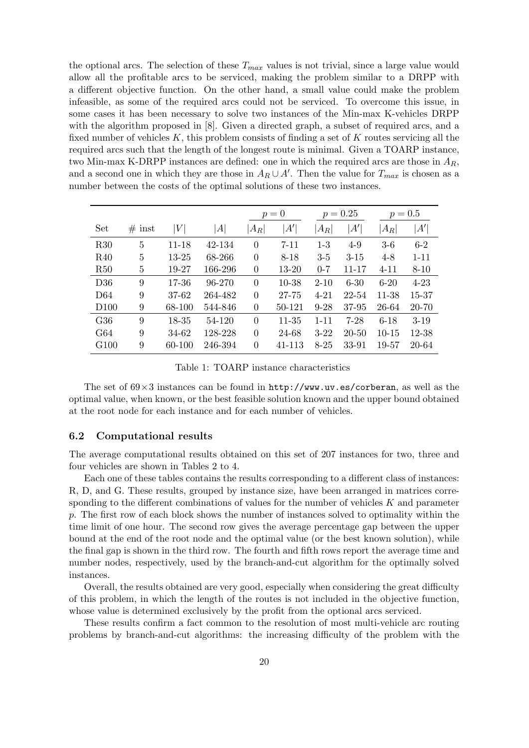the optional arcs. The selection of these $T_{max}$ values is not trivial, since a large value would allow all the profitable arcs to be serviced, making the problem similar to a DRPP with a different objective function. On the other hand, a small value could make the problem infeasible, as some of the required arcs could not be serviced. To overcome this issue, in some cases it has been necessary to solve two instances of the Min-max K-vehicles DRPP with the algorithm proposed in [8]. Given a directed graph, a subset of required arcs, and a fixed number of vehicles $K$, this problem consists of finding a set of $K$ routes servicing all the required arcs such that the length of the longest route is minimal. Given a TOARP instance, two Min-max K-DRPP instances are defined: one in which the required arcs are those in $A_R$, and a second one in which they are those in $A_R \cup A'$. Then the value for $T_{max}$ is chosen as a number between the costs of the optimal solutions of these two instances.

| | | | | $p = 0$ | | $p = 0.25$ | | $p = 0.5$ | |
|---|---|---|---|---|---|---|---|---|---|
| Set | # inst | $\|V\|$ | $\|A\|$ | $\|A_R\|$ | $\|A'\|$ | $\|A_R\|$ | $\|A'\|$ | $\|A_R\|$ | $\|A'\|$ |
| R30 | 5 | 11-18 | 42-134 | 0 | 7-11 | 1-3 | 4-9 | 3-6 | 6-2 |
| R40 | 5 | 13-25 | 68-266 | 0 | 8-18 | 3-5 | 3-15 | 4-8 | 1-11 |
| R50 | 5 | 19-27 | 166-296 | 0 | 13-20 | 0-7 | 11-17 | 4-11 | 8-10 |
| D36 | 9 | 17-36 | 96-270 | 0 | 10-38 | 2-10 | 6-30 | 6-20 | 4-23 |
| D64 | 9 | 37-62 | 264-482 | 0 | 27-75 | 4-21 | 22-54 | 11-38 | 15-37 |
| D100 | 9 | 68-100 | 544-846 | 0 | 50-121 | 9-28 | 37-95 | 26-64 | 20-70 |
| G36 | 9 | 18-35 | 54-120 | 0 | 11-35 | 1-11 | 7-28 | 6-18 | 3-19 |
| G64 | 9 | 34-62 | 128-228 | 0 | 24-68 | 3-22 | 20-50 | 10-15 | 12-38 |
| G100 | 9 | 60-100 | 246-394 | 0 | 41-113 | 8-25 | 33-91 | 19-57 | 20-64 |

Table 1: TOARP instance characteristics

The set of $69 \times 3$ instances can be found in http://www.uv.es/corberan, as well as the optimal value, when known, or the best feasible solution known and the upper bound obtained at the root node for each instance and for each number of vehicles.

### 6.2 Computational results

The average computational results obtained on this set of 207 instances for two, three and four vehicles are shown in Tables 2 to 4.

Each one of these tables contains the results corresponding to a different class of instances: R, D, and G. These results, grouped by instance size, have been arranged in matrices corresponding to the different combinations of values for the number of vehicles $K$ and parameter $p$. The first row of each block shows the number of instances solved to optimality within the time limit of one hour. The second row gives the average percentage gap between the upper bound at the end of the root node and the optimal value (or the best known solution), while the final gap is shown in the third row. The fourth and fifth rows report the average time and number nodes, respectively, used by the branch-and-cut algorithm for the optimally solved instances.

Overall, the results obtained are very good, especially when considering the great difficulty of this problem, in which the length of the routes is not included in the objective function, whose value is determined exclusively by the profit from the optional arcs serviced.

These results confirm a fact common to the resolution of most multi-vehicle arc routing problems by branch-and-cut algorithms: the increasing difficulty of the problem with the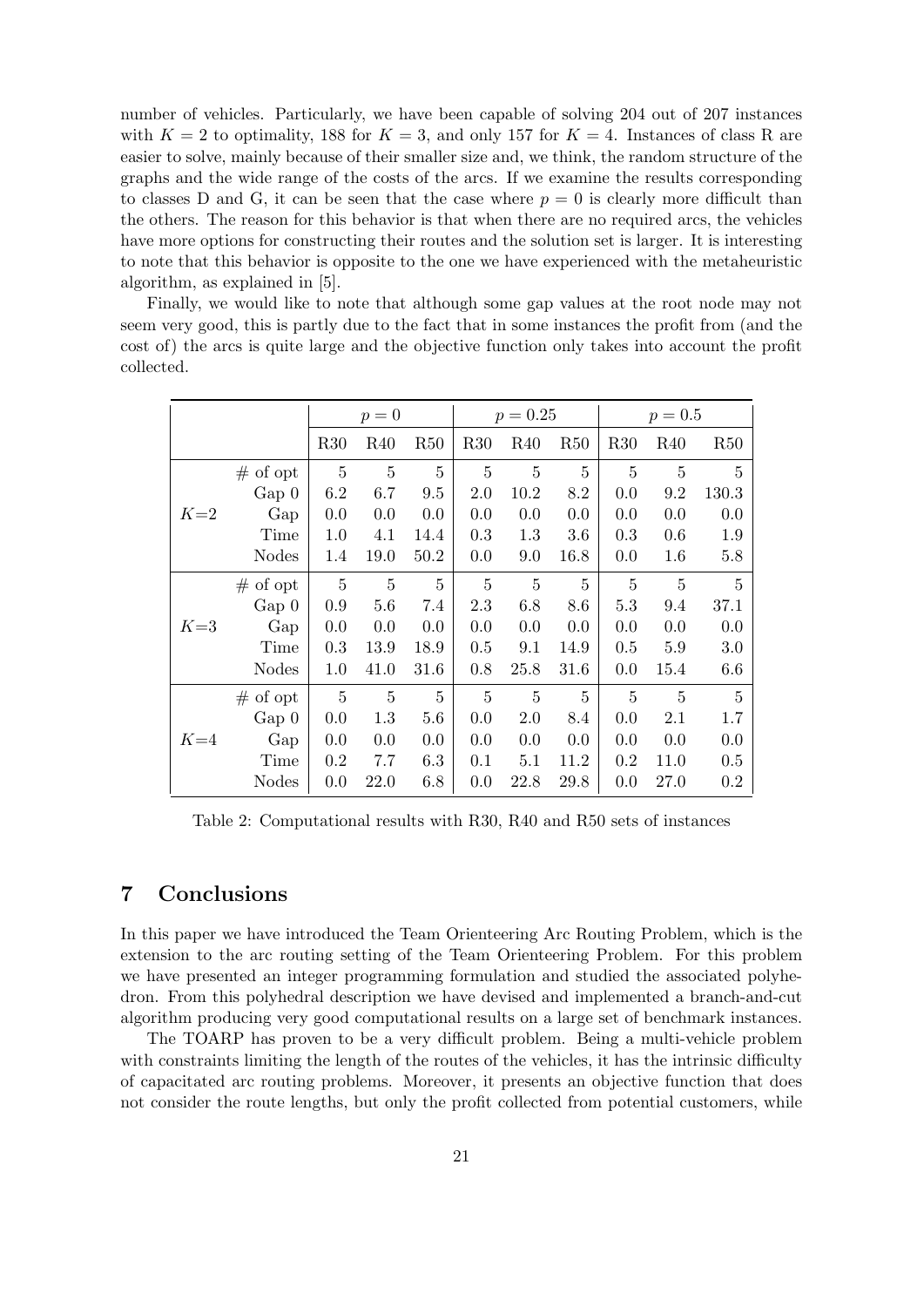number of vehicles. Particularly, we have been capable of solving 204 out of 207 instances with $K = 2$ to optimality, 188 for $K = 3$, and only 157 for $K = 4$. Instances of class R are easier to solve, mainly because of their smaller size and, we think, the random structure of the graphs and the wide range of the costs of the arcs. If we examine the results corresponding to classes D and G, it can be seen that the case where $p = 0$ is clearly more difficult than the others. The reason for this behavior is that when there are no required arcs, the vehicles have more options for constructing their routes and the solution set is larger. It is interesting to note that this behavior is opposite to the one we have experienced with the metaheuristic algorithm, as explained in [5].

Finally, we would like to note that although some gap values at the root node may not seem very good, this is partly due to the fact that in some instances the profit from (and the cost of) the arcs is quite large and the objective function only takes into account the profit collected.

| | | $p = 0$ | | | $p = 0.25$ | | | $p = 0.5$ | | |
|---|---|---|---|---|---|---|---|---|---|---|
| | | R30 | R40 | R50 | R30 | R40 | R50 | R30 | R40 | R50 |
| $K$=2 | # of opt | 5 | 5 | 5 | 5 | 5 | 5 | 5 | 5 | 5 |
| | Gap 0 | 6.2 | 6.7 | 9.5 | 2.0 | 10.2 | 8.2 | 0.0 | 9.2 | 130.3 |
| | Gap | 0.0 | 0.0 | 0.0 | 0.0 | 0.0 | 0.0 | 0.0 | 0.0 | 0.0 |
| | Time | 1.0 | 4.1 | 14.4 | 0.3 | 1.3 | 3.6 | 0.3 | 0.6 | 1.9 |
| | Nodes | 1.4 | 19.0 | 50.2 | 0.0 | 9.0 | 16.8 | 0.0 | 1.6 | 5.8 |
| $K$=3 | # of opt | 5 | 5 | 5 | 5 | 5 | 5 | 5 | 5 | 5 |
| | Gap 0 | 0.9 | 5.6 | 7.4 | 2.3 | 6.8 | 8.6 | 5.3 | 9.4 | 37.1 |
| | Gap | 0.0 | 0.0 | 0.0 | 0.0 | 0.0 | 0.0 | 0.0 | 0.0 | 0.0 |
| | Time | 0.3 | 13.9 | 18.9 | 0.5 | 9.1 | 14.9 | 0.5 | 5.9 | 3.0 |
| | Nodes | 1.0 | 41.0 | 31.6 | 0.8 | 25.8 | 31.6 | 0.0 | 15.4 | 6.6 |
| $K$=4 | # of opt | 5 | 5 | 5 | 5 | 5 | 5 | 5 | 5 | 5 |
| | Gap 0 | 0.0 | 1.3 | 5.6 | 0.0 | 2.0 | 8.4 | 0.0 | 2.1 | 1.7 |
| | Gap | 0.0 | 0.0 | 0.0 | 0.0 | 0.0 | 0.0 | 0.0 | 0.0 | 0.0 |
| | Time | 0.2 | 7.7 | 6.3 | 0.1 | 5.1 | 11.2 | 0.2 | 11.0 | 0.5 |
| | Nodes | 0.0 | 22.0 | 6.8 | 0.0 | 22.8 | 29.8 | 0.0 | 27.0 | 0.2 |

Table 2: Computational results with R30, R40 and R50 sets of instances

## 7 Conclusions

In this paper we have introduced the Team Orienteering Arc Routing Problem, which is the extension to the arc routing setting of the Team Orienteering Problem. For this problem we have presented an integer programming formulation and studied the associated polyhedron. From this polyhedral description we have devised and implemented a branch-and-cut algorithm producing very good computational results on a large set of benchmark instances.

The TOARP has proven to be a very difficult problem. Being a multi-vehicle problem with constraints limiting the length of the routes of the vehicles, it has the intrinsic difficulty of capacitated arc routing problems. Moreover, it presents an objective function that does not consider the route lengths, but only the profit collected from potential customers, while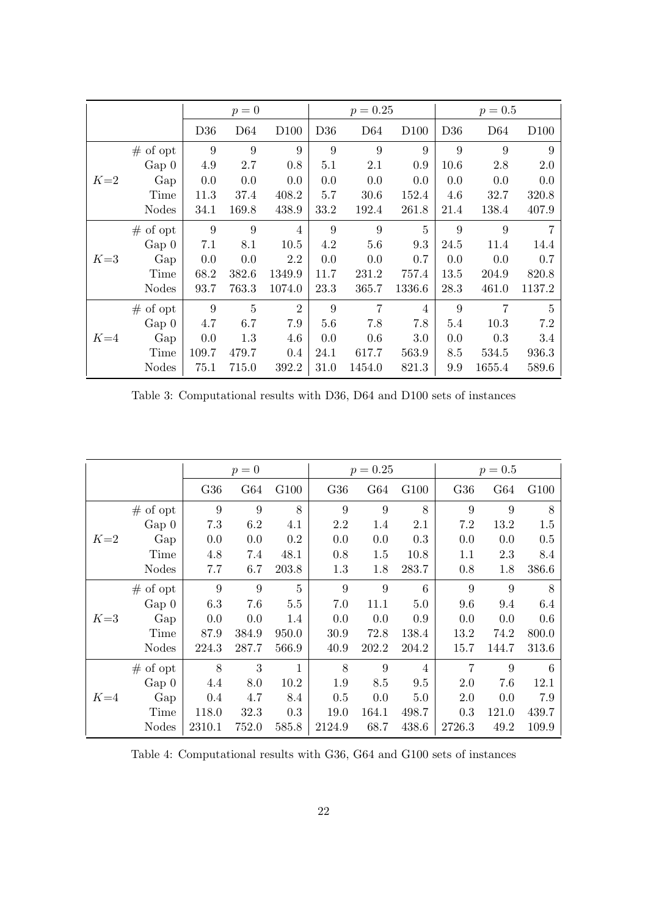| | | $p=0$ | | | $p=0.25$ | | | $p=0.5$ | | |
|---|---|---|---|---|---|---|---|---|---|---|
| | | D36 | D64 | D100 | D36 | D64 | D100 | D36 | D64 | D100 |
| $K$=2 | # of opt | 9 | 9 | 9 | 9 | 9 | 9 | 9 | 9 | 9 |
| | Gap 0 | 4.9 | 2.7 | 0.8 | 5.1 | 2.1 | 0.9 | 10.6 | 2.8 | 2.0 |
| | Gap | 0.0 | 0.0 | 0.0 | 0.0 | 0.0 | 0.0 | 0.0 | 0.0 | 0.0 |
| | Time | 11.3 | 37.4 | 408.2 | 5.7 | 30.6 | 152.4 | 4.6 | 32.7 | 320.8 |
| | Nodes | 34.1 | 169.8 | 438.9 | 33.2 | 192.4 | 261.8 | 21.4 | 138.4 | 407.9 |
| $K$=3 | # of opt | 9 | 9 | 4 | 9 | 9 | 5 | 9 | 9 | 7 |
| | Gap 0 | 7.1 | 8.1 | 10.5 | 4.2 | 5.6 | 9.3 | 24.5 | 11.4 | 14.4 |
| | Gap | 0.0 | 0.0 | 2.2 | 0.0 | 0.0 | 0.7 | 0.0 | 0.0 | 0.7 |
| | Time | 68.2 | 382.6 | 1349.9 | 11.7 | 231.2 | 757.4 | 13.5 | 204.9 | 820.8 |
| | Nodes | 93.7 | 763.3 | 1074.0 | 23.3 | 365.7 | 1336.6 | 28.3 | 461.0 | 1137.2 |
| $K$=4 | # of opt | 9 | 5 | 2 | 9 | 7 | 4 | 9 | 7 | 5 |
| | Gap 0 | 4.7 | 6.7 | 7.9 | 5.6 | 7.8 | 7.8 | 5.4 | 10.3 | 7.2 |
| | Gap | 0.0 | 1.3 | 4.6 | 0.0 | 0.6 | 3.0 | 0.0 | 0.3 | 3.4 |
| | Time | 109.7 | 479.7 | 0.4 | 24.1 | 617.7 | 563.9 | 8.5 | 534.5 | 936.3 |
| | Nodes | 75.1 | 715.0 | 392.2 | 31.0 | 1454.0 | 821.3 | 9.9 | 1655.4 | 589.6 |

Table 3: Computational results with D36, D64 and D100 sets of instances

| | | $p=0$ | | | $p=0.25$ | | | $p=0.5$ | | |
|---|---|---|---|---|---|---|---|---|---|---|
| | | G36 | G64 | G100 | G36 | G64 | G100 | G36 | G64 | G100 |
| $K$=2 | # of opt | 9 | 9 | 8 | 9 | 9 | 8 | 9 | 9 | 8 |
| | Gap 0 | 7.3 | 6.2 | 4.1 | 2.2 | 1.4 | 2.1 | 7.2 | 13.2 | 1.5 |
| | Gap | 0.0 | 0.0 | 0.2 | 0.0 | 0.0 | 0.3 | 0.0 | 0.0 | 0.5 |
| | Time | 4.8 | 7.4 | 48.1 | 0.8 | 1.5 | 10.8 | 1.1 | 2.3 | 8.4 |
| | Nodes | 7.7 | 6.7 | 203.8 | 1.3 | 1.8 | 283.7 | 0.8 | 1.8 | 386.6 |
| $K$=3 | # of opt | 9 | 9 | 5 | 9 | 9 | 6 | 9 | 9 | 8 |
| | Gap 0 | 6.3 | 7.6 | 5.5 | 7.0 | 11.1 | 5.0 | 9.6 | 9.4 | 6.4 |
| | Gap | 0.0 | 0.0 | 1.4 | 0.0 | 0.0 | 0.9 | 0.0 | 0.0 | 0.6 |
| | Time | 87.9 | 384.9 | 950.0 | 30.9 | 72.8 | 138.4 | 13.2 | 74.2 | 800.0 |
| | Nodes | 224.3 | 287.7 | 566.9 | 40.9 | 202.2 | 204.2 | 15.7 | 144.7 | 313.6 |
| $K$=4 | # of opt | 8 | 3 | 1 | 8 | 9 | 4 | 7 | 9 | 6 |
| | Gap 0 | 4.4 | 8.0 | 10.2 | 1.9 | 8.5 | 9.5 | 2.0 | 7.6 | 12.1 |
| | Gap | 0.4 | 4.7 | 8.4 | 0.5 | 0.0 | 5.0 | 2.0 | 0.0 | 7.9 |
| | Time | 118.0 | 32.3 | 0.3 | 19.0 | 164.1 | 498.7 | 0.3 | 121.0 | 439.7 |
| | Nodes | 2310.1 | 752.0 | 585.8 | 2124.9 | 68.7 | 438.6 | 2726.3 | 49.2 | 109.9 |

Table 4: Computational results with G36, G64 and G100 sets of instances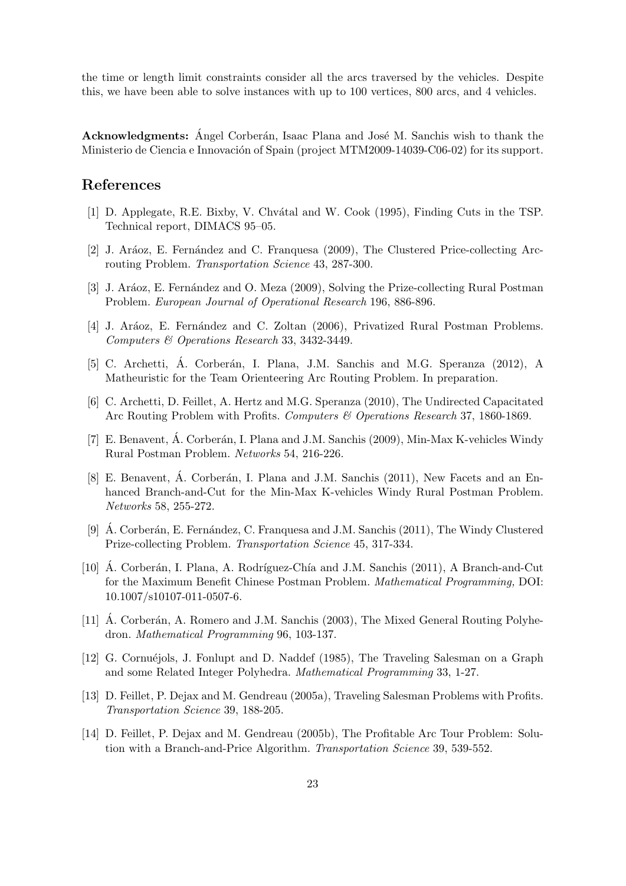the time or length limit constraints consider all the arcs traversed by the vehicles. Despite this, we have been able to solve instances with up to 100 vertices, 800 arcs, and 4 vehicles.

**Acknowledgments:** Ángel Corberán, Isaac Plana and José M. Sanchis wish to thank the Ministerio de Ciencia e Innovación of Spain (project MTM2009-14039-C06-02) for its support.

## References

[1] D. Applegate, R.E. Bixby, V. Chvátal and W. Cook (1995), Finding Cuts in the TSP. Technical report, DIMACS 95–05.

[2] J. Aráoz, E. Fernández and C. Franquesa (2009), The Clustered Price-collecting Arc-routing Problem. *Transportation Science* 43, 287-300.

[3] J. Aráoz, E. Fernández and O. Meza (2009), Solving the Prize-collecting Rural Postman Problem. *European Journal of Operational Research* 196, 886-896.

[4] J. Aráoz, E. Fernández and C. Zoltan (2006), Privatized Rural Postman Problems. *Computers & Operations Research* 33, 3432-3449.

[5] C. Archetti, Á. Corberán, I. Plana, J.M. Sanchis and M.G. Speranza (2012), A Matheuristic for the Team Orienteering Arc Routing Problem. In preparation.

[6] C. Archetti, D. Feillet, A. Hertz and M.G. Speranza (2010), The Undirected Capacitated Arc Routing Problem with Profits. *Computers & Operations Research* 37, 1860-1869.

[7] E. Benavent, Á. Corberán, I. Plana and J.M. Sanchis (2009), Min-Max K-vehicles Windy Rural Postman Problem. *Networks* 54, 216-226.

[8] E. Benavent, Á. Corberán, I. Plana and J.M. Sanchis (2011), New Facets and an Enhanced Branch-and-Cut for the Min-Max K-vehicles Windy Rural Postman Problem. *Networks* 58, 255-272.

[9] Á. Corberán, E. Fernández, C. Franquesa and J.M. Sanchis (2011), The Windy Clustered Prize-collecting Problem. *Transportation Science* 45, 317-334.

[10] Á. Corberán, I. Plana, A. Rodríguez-Chía and J.M. Sanchis (2011), A Branch-and-Cut for the Maximum Benefit Chinese Postman Problem. *Mathematical Programming,* DOI: 10.1007/s10107-011-0507-6.

[11] Á. Corberán, A. Romero and J.M. Sanchis (2003), The Mixed General Routing Polyhedron. *Mathematical Programming* 96, 103-137.

[12] G. Cornuéjols, J. Fonlupt and D. Naddef (1985), The Traveling Salesman on a Graph and some Related Integer Polyhedra. *Mathematical Programming* 33, 1-27.

[13] D. Feillet, P. Dejax and M. Gendreau (2005a), Traveling Salesman Problems with Profits. *Transportation Science* 39, 188-205.

[14] D. Feillet, P. Dejax and M. Gendreau (2005b), The Profitable Arc Tour Problem: Solution with a Branch-and-Price Algorithm. *Transportation Science* 39, 539-552.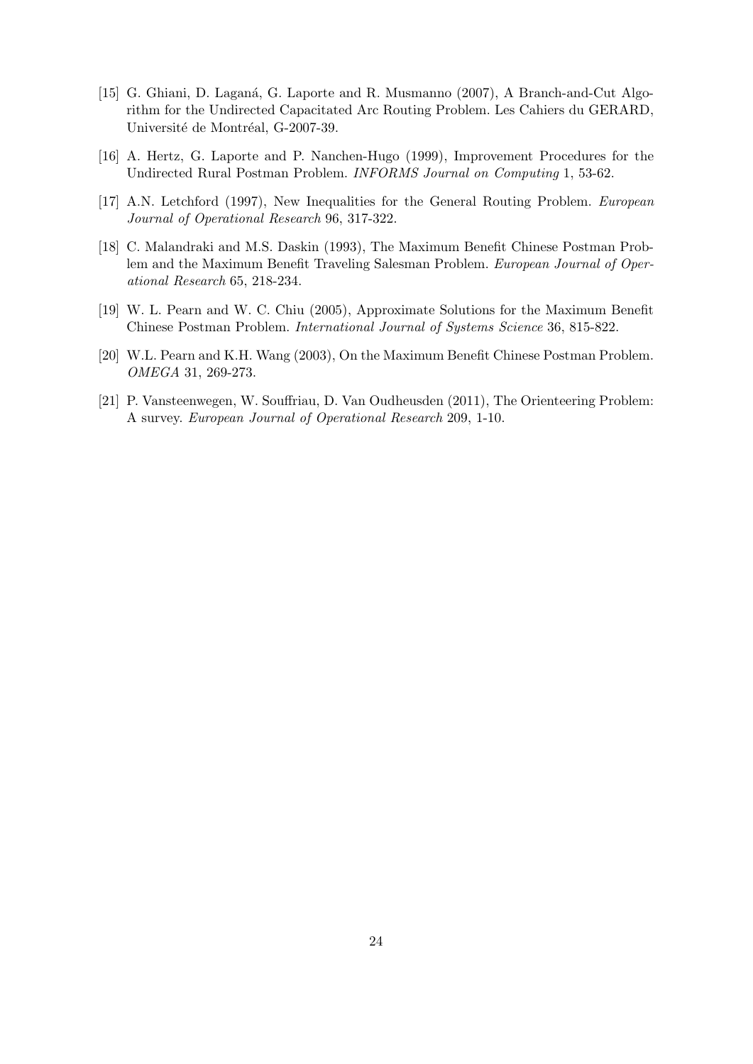[15] G. Ghiani, D. Laganá, G. Laporte and R. Musmanno (2007), A Branch-and-Cut Algorithm for the Undirected Capacitated Arc Routing Problem. Les Cahiers du GERARD, Université de Montréal, G-2007-39.

[16] A. Hertz, G. Laporte and P. Nanchen-Hugo (1999), Improvement Procedures for the Undirected Rural Postman Problem. *INFORMS Journal on Computing* 1, 53-62.

[17] A.N. Letchford (1997), New Inequalities for the General Routing Problem. *European Journal of Operational Research* 96, 317-322.

[18] C. Malandraki and M.S. Daskin (1993), The Maximum Benefit Chinese Postman Problem and the Maximum Benefit Traveling Salesman Problem. *European Journal of Operational Research* 65, 218-234.

[19] W. L. Pearn and W. C. Chiu (2005), Approximate Solutions for the Maximum Benefit Chinese Postman Problem. *International Journal of Systems Science* 36, 815-822.

[20] W.L. Pearn and K.H. Wang (2003), On the Maximum Benefit Chinese Postman Problem. *OMEGA* 31, 269-273.

[21] P. Vansteenwegen, W. Souffriau, D. Van Oudheusden (2011), The Orienteering Problem: A survey. *European Journal of Operational Research* 209, 1-10.